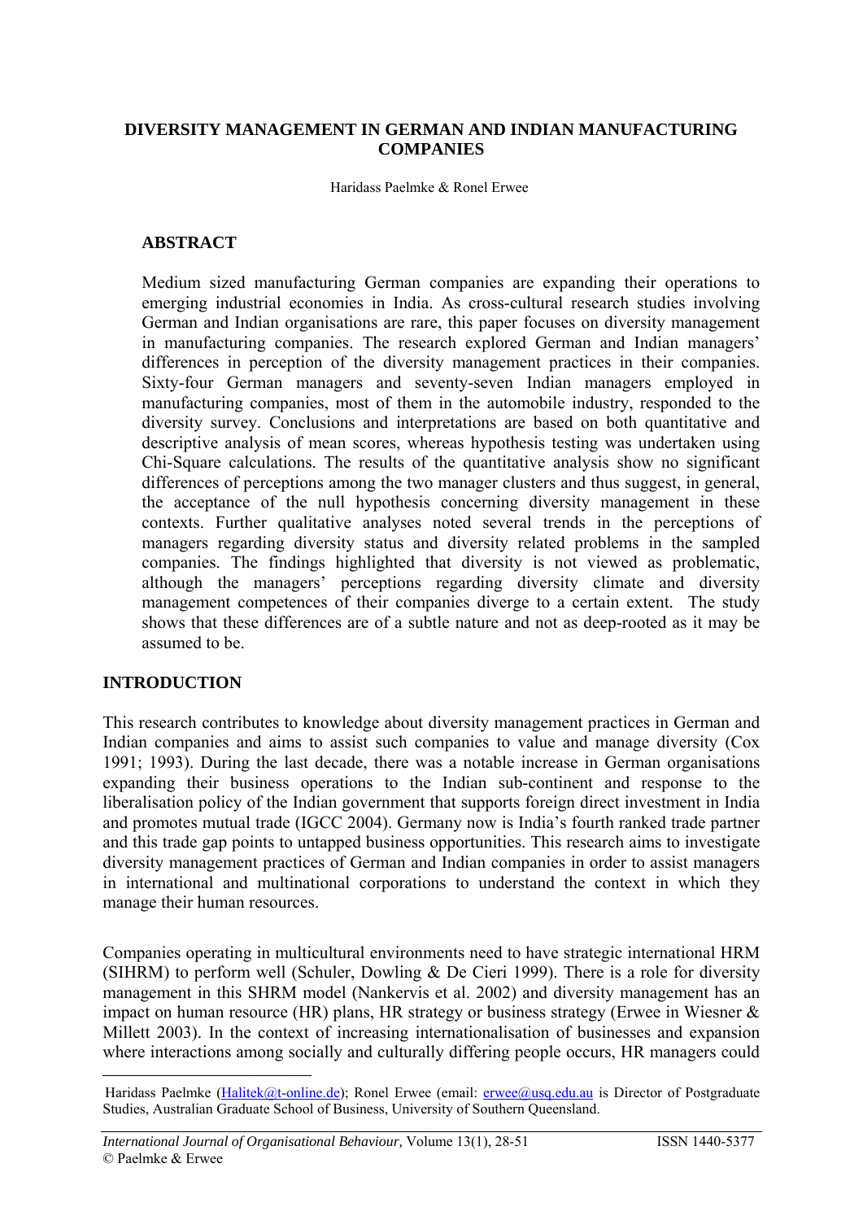# DIVERSITY MANAGEMENT IN GERMAN AND INDIAN MANUFACTURING COMPANIES

Haridass Paelmke & Ronel Erwee

## ABSTRACT

Medium sized manufacturing German companies are expanding their operations to emerging industrial economies in India. As cross-cultural research studies involving German and Indian organisations are rare, this paper focuses on diversity management in manufacturing companies. The research explored German and Indian managers' differences in perception of the diversity management practices in their companies. Sixty-four German managers and seventy-seven Indian managers employed in manufacturing companies, most of them in the automobile industry, responded to the diversity survey. Conclusions and interpretations are based on both quantitative and descriptive analysis of mean scores, whereas hypothesis testing was undertaken using Chi-Square calculations. The results of the quantitative analysis show no significant differences of perceptions among the two manager clusters and thus suggest, in general, the acceptance of the null hypothesis concerning diversity management in these contexts. Further qualitative analyses noted several trends in the perceptions of managers regarding diversity status and diversity related problems in the sampled companies. The findings highlighted that diversity is not viewed as problematic, although the managers' perceptions regarding diversity climate and diversity management competences of their companies diverge to a certain extent. The study shows that these differences are of a subtle nature and not as deep-rooted as it may be assumed to be.

## INTRODUCTION

This research contributes to knowledge about diversity management practices in German and Indian companies and aims to assist such companies to value and manage diversity (Cox 1991; 1993). During the last decade, there was a notable increase in German organisations expanding their business operations to the Indian sub-continent and response to the liberalisation policy of the Indian government that supports foreign direct investment in India and promotes mutual trade (IGCC 2004). Germany now is India's fourth ranked trade partner and this trade gap points to untapped business opportunities. This research aims to investigate diversity management practices of German and Indian companies in order to assist managers in international and multinational corporations to understand the context in which they manage their human resources.

Companies operating in multicultural environments need to have strategic international HRM (SIHRM) to perform well (Schuler, Dowling & De Cieri 1999). There is a role for diversity management in this SHRM model (Nankervis et al. 2002) and diversity management has an impact on human resource (HR) plans, HR strategy or business strategy (Erwee in Wiesner & Millett 2003). In the context of increasing internationalisation of businesses and expansion where interactions among socially and culturally differing people occurs, HR managers could

---

Haridass Paelmke (Halitek@t-online.de); Ronel Erwee (email: erwee@usq.edu.au is Director of Postgraduate Studies, Australian Graduate School of Business, University of Southern Queensland.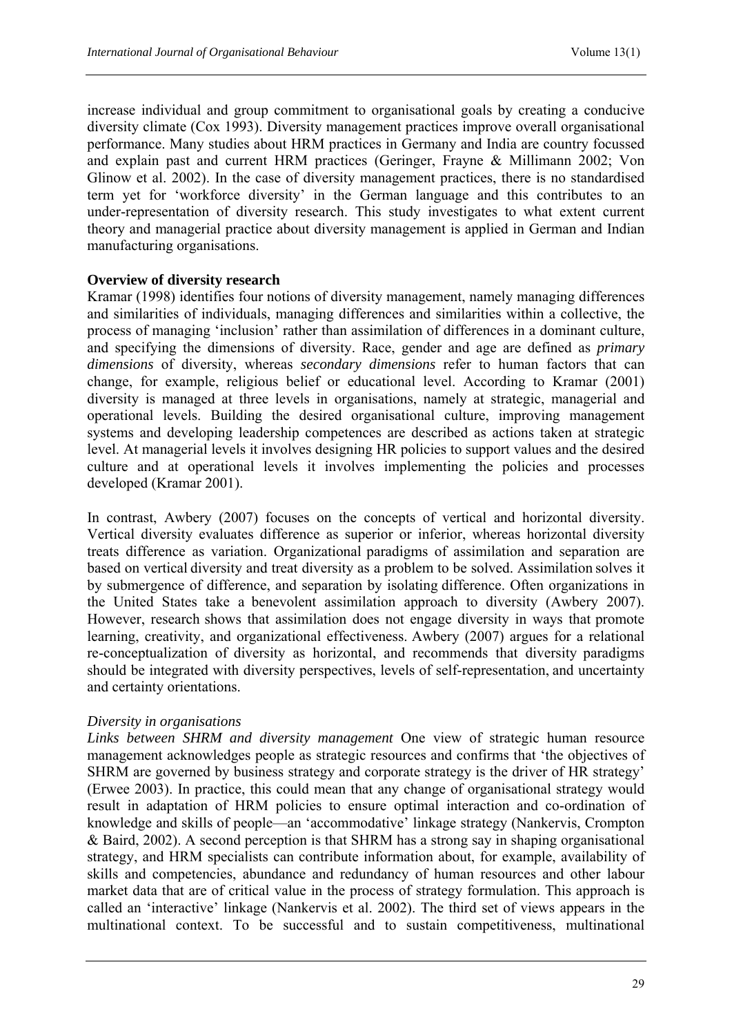increase individual and group commitment to organisational goals by creating a conducive diversity climate (Cox 1993). Diversity management practices improve overall organisational performance. Many studies about HRM practices in Germany and India are country focussed and explain past and current HRM practices (Geringer, Frayne & Millimann 2002; Von Glinow et al. 2002). In the case of diversity management practices, there is no standardised term yet for 'workforce diversity' in the German language and this contributes to an under-representation of diversity research. This study investigates to what extent current theory and managerial practice about diversity management is applied in German and Indian manufacturing organisations.

**Overview of diversity research**

Kramar (1998) identifies four notions of diversity management, namely managing differences and similarities of individuals, managing differences and similarities within a collective, the process of managing 'inclusion' rather than assimilation of differences in a dominant culture, and specifying the dimensions of diversity. Race, gender and age are defined as *primary dimensions* of diversity, whereas *secondary dimensions* refer to human factors that can change, for example, religious belief or educational level. According to Kramar (2001) diversity is managed at three levels in organisations, namely at strategic, managerial and operational levels. Building the desired organisational culture, improving management systems and developing leadership competences are described as actions taken at strategic level. At managerial levels it involves designing HR policies to support values and the desired culture and at operational levels it involves implementing the policies and processes developed (Kramar 2001).

In contrast, Awbery (2007) focuses on the concepts of vertical and horizontal diversity. Vertical diversity evaluates difference as superior or inferior, whereas horizontal diversity treats difference as variation. Organizational paradigms of assimilation and separation are based on vertical diversity and treat diversity as a problem to be solved. Assimilation solves it by submergence of difference, and separation by isolating difference. Often organizations in the United States take a benevolent assimilation approach to diversity (Awbery 2007). However, research shows that assimilation does not engage diversity in ways that promote learning, creativity, and organizational effectiveness. Awbery (2007) argues for a relational re-conceptualization of diversity as horizontal, and recommends that diversity paradigms should be integrated with diversity perspectives, levels of self-representation, and uncertainty and certainty orientations.

*Diversity in organisations*

*Links between SHRM and diversity management* One view of strategic human resource management acknowledges people as strategic resources and confirms that 'the objectives of SHRM are governed by business strategy and corporate strategy is the driver of HR strategy' (Erwee 2003). In practice, this could mean that any change of organisational strategy would result in adaptation of HRM policies to ensure optimal interaction and co-ordination of knowledge and skills of people—an 'accommodative' linkage strategy (Nankervis, Crompton & Baird, 2002). A second perception is that SHRM has a strong say in shaping organisational strategy, and HRM specialists can contribute information about, for example, availability of skills and competencies, abundance and redundancy of human resources and other labour market data that are of critical value in the process of strategy formulation. This approach is called an 'interactive' linkage (Nankervis et al. 2002). The third set of views appears in the multinational context. To be successful and to sustain competitiveness, multinational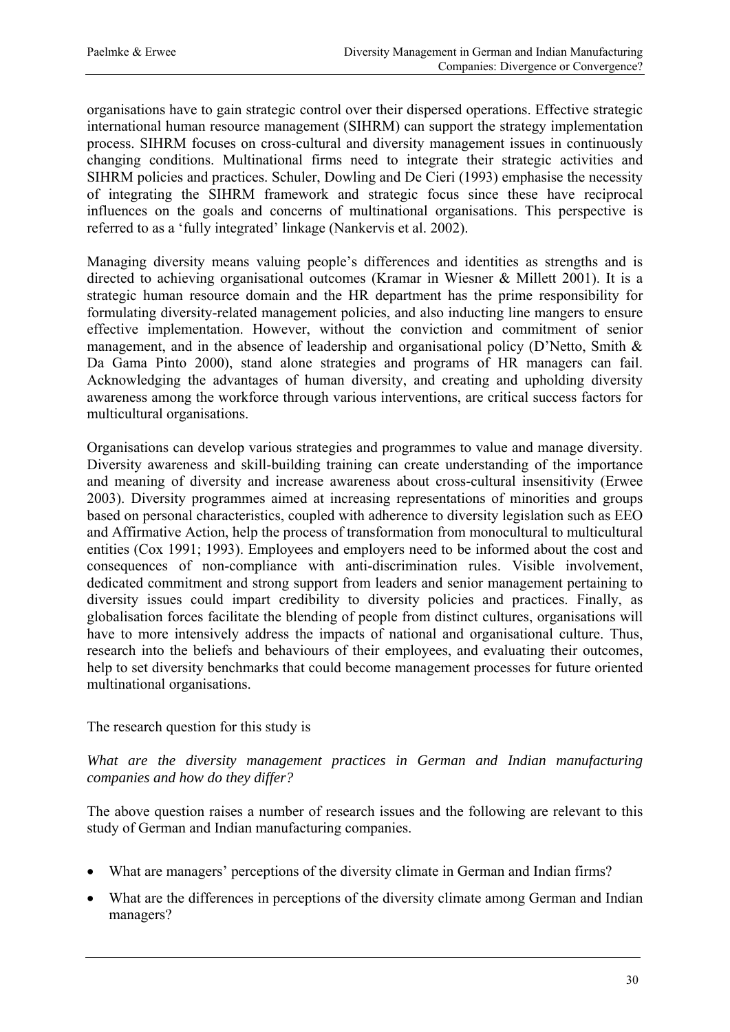organisations have to gain strategic control over their dispersed operations. Effective strategic international human resource management (SIHRM) can support the strategy implementation process. SIHRM focuses on cross-cultural and diversity management issues in continuously changing conditions. Multinational firms need to integrate their strategic activities and SIHRM policies and practices. Schuler, Dowling and De Cieri (1993) emphasise the necessity of integrating the SIHRM framework and strategic focus since these have reciprocal influences on the goals and concerns of multinational organisations. This perspective is referred to as a 'fully integrated' linkage (Nankervis et al. 2002).

Managing diversity means valuing people's differences and identities as strengths and is directed to achieving organisational outcomes (Kramar in Wiesner & Millett 2001). It is a strategic human resource domain and the HR department has the prime responsibility for formulating diversity-related management policies, and also inducting line mangers to ensure effective implementation. However, without the conviction and commitment of senior management, and in the absence of leadership and organisational policy (D'Netto, Smith & Da Gama Pinto 2000), stand alone strategies and programs of HR managers can fail. Acknowledging the advantages of human diversity, and creating and upholding diversity awareness among the workforce through various interventions, are critical success factors for multicultural organisations.

Organisations can develop various strategies and programmes to value and manage diversity. Diversity awareness and skill-building training can create understanding of the importance and meaning of diversity and increase awareness about cross-cultural insensitivity (Erwee 2003). Diversity programmes aimed at increasing representations of minorities and groups based on personal characteristics, coupled with adherence to diversity legislation such as EEO and Affirmative Action, help the process of transformation from monocultural to multicultural entities (Cox 1991; 1993). Employees and employers need to be informed about the cost and consequences of non-compliance with anti-discrimination rules. Visible involvement, dedicated commitment and strong support from leaders and senior management pertaining to diversity issues could impart credibility to diversity policies and practices. Finally, as globalisation forces facilitate the blending of people from distinct cultures, organisations will have to more intensively address the impacts of national and organisational culture. Thus, research into the beliefs and behaviours of their employees, and evaluating their outcomes, help to set diversity benchmarks that could become management processes for future oriented multinational organisations.

The research question for this study is

*What are the diversity management practices in German and Indian manufacturing companies and how do they differ?*

The above question raises a number of research issues and the following are relevant to this study of German and Indian manufacturing companies.

- What are managers' perceptions of the diversity climate in German and Indian firms?
- What are the differences in perceptions of the diversity climate among German and Indian managers?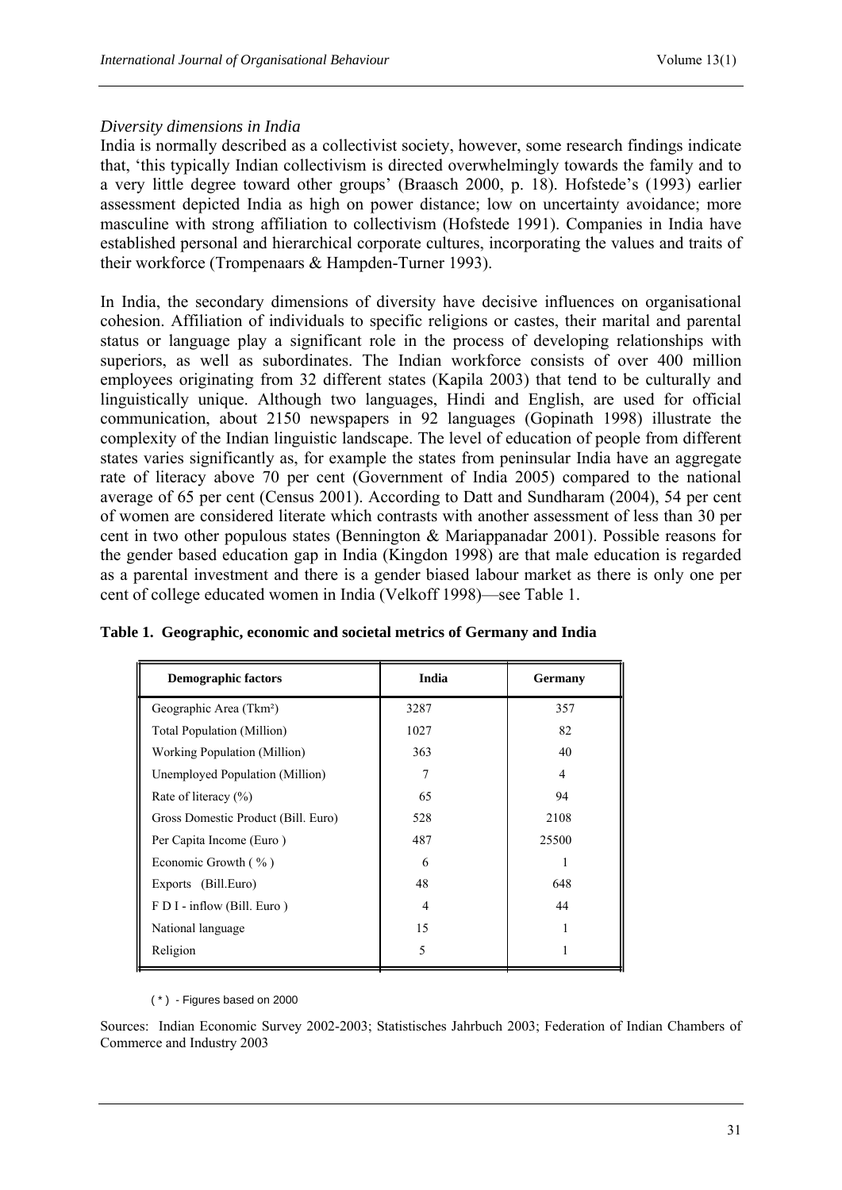*Diversity dimensions in India*

India is normally described as a collectivist society, however, some research findings indicate that, 'this typically Indian collectivism is directed overwhelmingly towards the family and to a very little degree toward other groups' (Braasch 2000, p. 18). Hofstede's (1993) earlier assessment depicted India as high on power distance; low on uncertainty avoidance; more masculine with strong affiliation to collectivism (Hofstede 1991). Companies in India have established personal and hierarchical corporate cultures, incorporating the values and traits of their workforce (Trompenaars & Hampden-Turner 1993).

In India, the secondary dimensions of diversity have decisive influences on organisational cohesion. Affiliation of individuals to specific religions or castes, their marital and parental status or language play a significant role in the process of developing relationships with superiors, as well as subordinates. The Indian workforce consists of over 400 million employees originating from 32 different states (Kapila 2003) that tend to be culturally and linguistically unique. Although two languages, Hindi and English, are used for official communication, about 2150 newspapers in 92 languages (Gopinath 1998) illustrate the complexity of the Indian linguistic landscape. The level of education of people from different states varies significantly as, for example the states from peninsular India have an aggregate rate of literacy above 70 per cent (Government of India 2005) compared to the national average of 65 per cent (Census 2001). According to Datt and Sundharam (2004), 54 per cent of women are considered literate which contrasts with another assessment of less than 30 per cent in two other populous states (Bennington & Mariappanadar 2001). Possible reasons for the gender based education gap in India (Kingdon 1998) are that male education is regarded as a parental investment and there is a gender biased labour market as there is only one per cent of college educated women in India (Velkoff 1998)—see Table 1.

**Table 1. Geographic, economic and societal metrics of Germany and India**

| Demographic factors | India | Germany |
|---|---|---|
| Geographic Area (Tkm²) | 3287 | 357 |
| Total Population (Million) | 1027 | 82 |
| Working Population (Million) | 363 | 40 |
| Unemployed Population (Million) | 7 | 4 |
| Rate of literacy (%) | 65 | 94 |
| Gross Domestic Product (Bill. Euro) | 528 | 2108 |
| Per Capita Income (Euro ) | 487 | 25500 |
| Economic Growth ( % ) | 6 | 1 |
| Exports (Bill.Euro) | 48 | 648 |
| F D I - inflow (Bill. Euro ) | 4 | 44 |
| National language | 15 | 1 |
| Religion | 5 | 1 |

( * ) - Figures based on 2000

Sources: Indian Economic Survey 2002-2003; Statistisches Jahrbuch 2003; Federation of Indian Chambers of Commerce and Industry 2003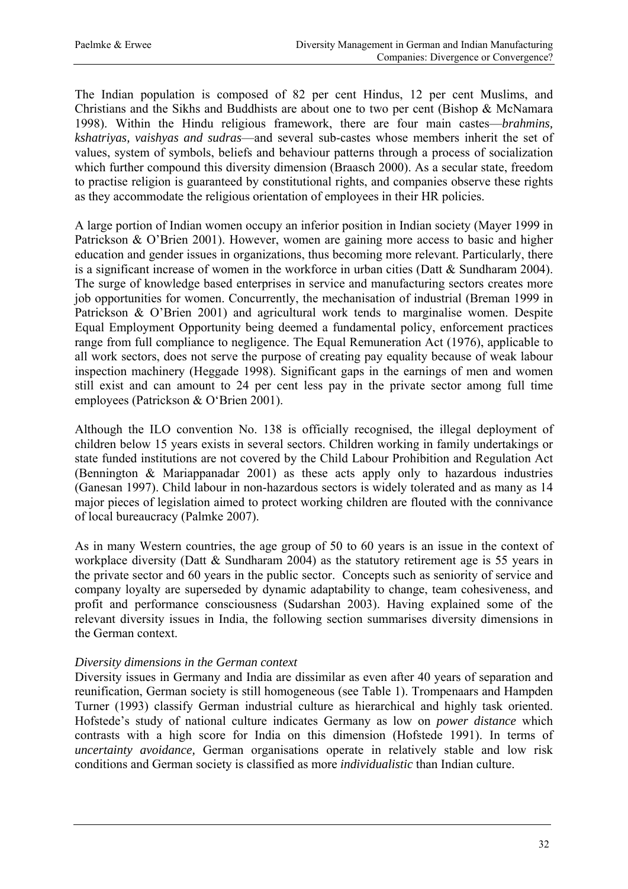The Indian population is composed of 82 per cent Hindus, 12 per cent Muslims, and Christians and the Sikhs and Buddhists are about one to two per cent (Bishop & McNamara 1998). Within the Hindu religious framework, there are four main castes—*brahmins, kshatriyas, vaishyas and sudras*—and several sub-castes whose members inherit the set of values, system of symbols, beliefs and behaviour patterns through a process of socialization which further compound this diversity dimension (Braasch 2000). As a secular state, freedom to practise religion is guaranteed by constitutional rights, and companies observe these rights as they accommodate the religious orientation of employees in their HR policies.

A large portion of Indian women occupy an inferior position in Indian society (Mayer 1999 in Patrickson & O'Brien 2001). However, women are gaining more access to basic and higher education and gender issues in organizations, thus becoming more relevant. Particularly, there is a significant increase of women in the workforce in urban cities (Datt & Sundharam 2004). The surge of knowledge based enterprises in service and manufacturing sectors creates more job opportunities for women. Concurrently, the mechanisation of industrial (Breman 1999 in Patrickson & O'Brien 2001) and agricultural work tends to marginalise women. Despite Equal Employment Opportunity being deemed a fundamental policy, enforcement practices range from full compliance to negligence. The Equal Remuneration Act (1976), applicable to all work sectors, does not serve the purpose of creating pay equality because of weak labour inspection machinery (Heggade 1998). Significant gaps in the earnings of men and women still exist and can amount to 24 per cent less pay in the private sector among full time employees (Patrickson & O'Brien 2001).

Although the ILO convention No. 138 is officially recognised, the illegal deployment of children below 15 years exists in several sectors. Children working in family undertakings or state funded institutions are not covered by the Child Labour Prohibition and Regulation Act (Bennington & Mariappanadar 2001) as these acts apply only to hazardous industries (Ganesan 1997). Child labour in non-hazardous sectors is widely tolerated and as many as 14 major pieces of legislation aimed to protect working children are flouted with the connivance of local bureaucracy (Palmke 2007).

As in many Western countries, the age group of 50 to 60 years is an issue in the context of workplace diversity (Datt & Sundharam 2004) as the statutory retirement age is 55 years in the private sector and 60 years in the public sector. Concepts such as seniority of service and company loyalty are superseded by dynamic adaptability to change, team cohesiveness, and profit and performance consciousness (Sudarshan 2003). Having explained some of the relevant diversity issues in India, the following section summarises diversity dimensions in the German context.

*Diversity dimensions in the German context*

Diversity issues in Germany and India are dissimilar as even after 40 years of separation and reunification, German society is still homogeneous (see Table 1). Trompenaars and Hampden Turner (1993) classify German industrial culture as hierarchical and highly task oriented. Hofstede's study of national culture indicates Germany as low on *power distance* which contrasts with a high score for India on this dimension (Hofstede 1991). In terms of *uncertainty avoidance,* German organisations operate in relatively stable and low risk conditions and German society is classified as more *individualistic* than Indian culture.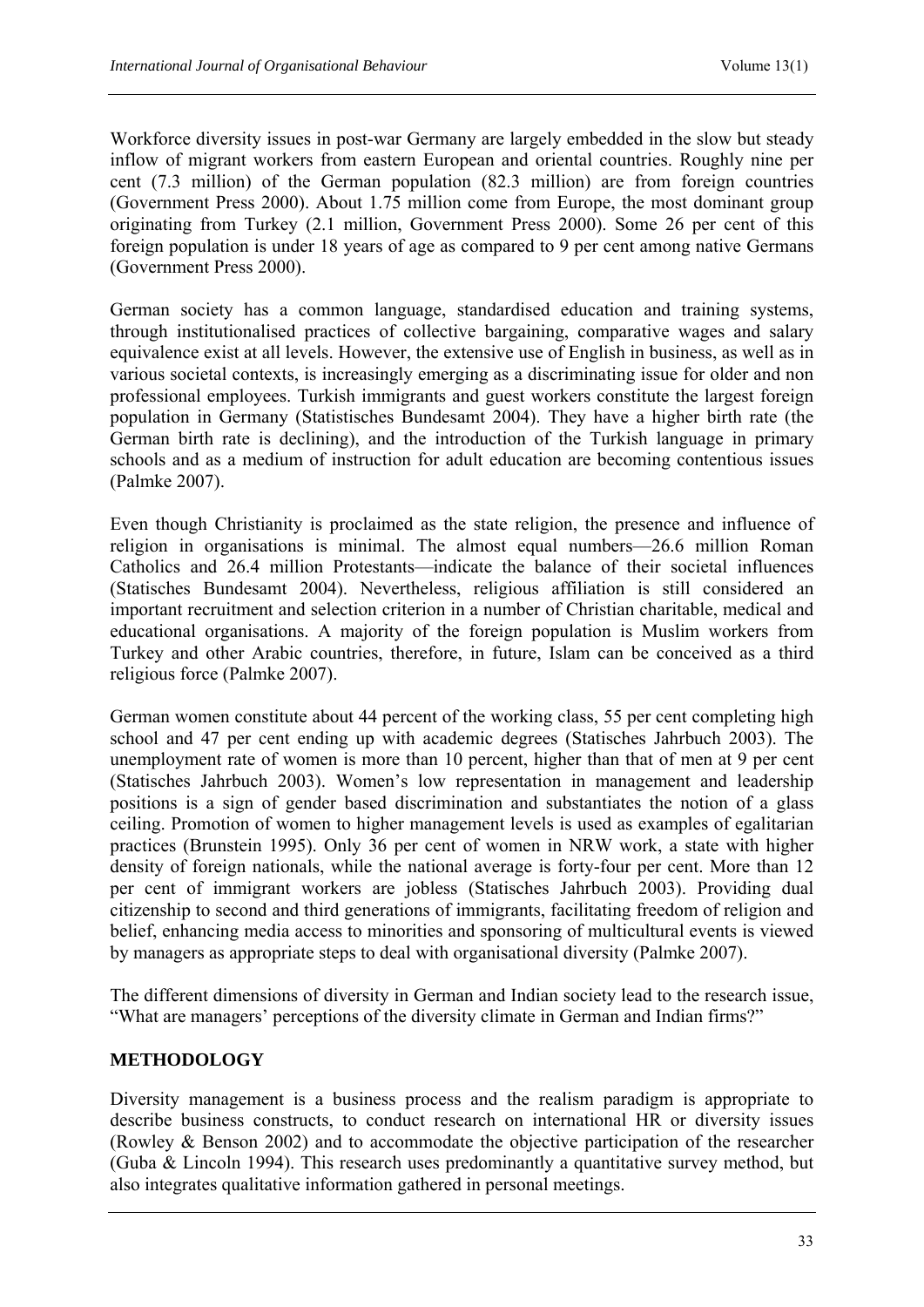Workforce diversity issues in post-war Germany are largely embedded in the slow but steady inflow of migrant workers from eastern European and oriental countries. Roughly nine per cent (7.3 million) of the German population (82.3 million) are from foreign countries (Government Press 2000). About 1.75 million come from Europe, the most dominant group originating from Turkey (2.1 million, Government Press 2000). Some 26 per cent of this foreign population is under 18 years of age as compared to 9 per cent among native Germans (Government Press 2000).

German society has a common language, standardised education and training systems, through institutionalised practices of collective bargaining, comparative wages and salary equivalence exist at all levels. However, the extensive use of English in business, as well as in various societal contexts, is increasingly emerging as a discriminating issue for older and non professional employees. Turkish immigrants and guest workers constitute the largest foreign population in Germany (Statistisches Bundesamt 2004). They have a higher birth rate (the German birth rate is declining), and the introduction of the Turkish language in primary schools and as a medium of instruction for adult education are becoming contentious issues (Palmke 2007).

Even though Christianity is proclaimed as the state religion, the presence and influence of religion in organisations is minimal. The almost equal numbers—26.6 million Roman Catholics and 26.4 million Protestants—indicate the balance of their societal influences (Statisches Bundesamt 2004). Nevertheless, religious affiliation is still considered an important recruitment and selection criterion in a number of Christian charitable, medical and educational organisations. A majority of the foreign population is Muslim workers from Turkey and other Arabic countries, therefore, in future, Islam can be conceived as a third religious force (Palmke 2007).

German women constitute about 44 percent of the working class, 55 per cent completing high school and 47 per cent ending up with academic degrees (Statisches Jahrbuch 2003). The unemployment rate of women is more than 10 percent, higher than that of men at 9 per cent (Statisches Jahrbuch 2003). Women's low representation in management and leadership positions is a sign of gender based discrimination and substantiates the notion of a glass ceiling. Promotion of women to higher management levels is used as examples of egalitarian practices (Brunstein 1995). Only 36 per cent of women in NRW work, a state with higher density of foreign nationals, while the national average is forty-four per cent. More than 12 per cent of immigrant workers are jobless (Statisches Jahrbuch 2003). Providing dual citizenship to second and third generations of immigrants, facilitating freedom of religion and belief, enhancing media access to minorities and sponsoring of multicultural events is viewed by managers as appropriate steps to deal with organisational diversity (Palmke 2007).

The different dimensions of diversity in German and Indian society lead to the research issue, "What are managers' perceptions of the diversity climate in German and Indian firms?"

## METHODOLOGY

Diversity management is a business process and the realism paradigm is appropriate to describe business constructs, to conduct research on international HR or diversity issues (Rowley & Benson 2002) and to accommodate the objective participation of the researcher (Guba & Lincoln 1994). This research uses predominantly a quantitative survey method, but also integrates qualitative information gathered in personal meetings.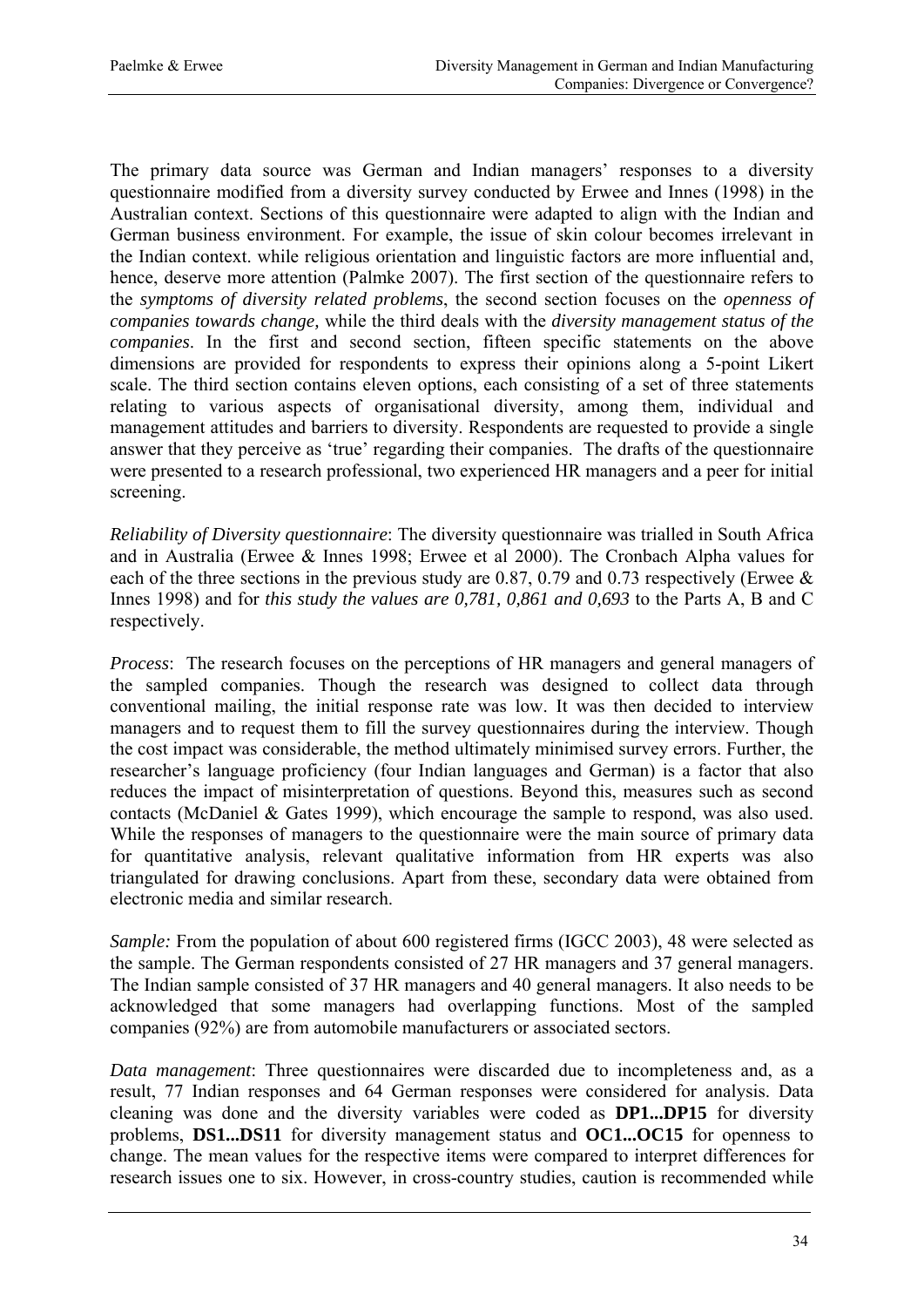The primary data source was German and Indian managers' responses to a diversity questionnaire modified from a diversity survey conducted by Erwee and Innes (1998) in the Australian context. Sections of this questionnaire were adapted to align with the Indian and German business environment. For example, the issue of skin colour becomes irrelevant in the Indian context. while religious orientation and linguistic factors are more influential and, hence, deserve more attention (Palmke 2007). The first section of the questionnaire refers to the *symptoms of diversity related problems*, the second section focuses on the *openness of companies towards change,* while the third deals with the *diversity management status of the companies*. In the first and second section, fifteen specific statements on the above dimensions are provided for respondents to express their opinions along a 5-point Likert scale. The third section contains eleven options, each consisting of a set of three statements relating to various aspects of organisational diversity, among them, individual and management attitudes and barriers to diversity. Respondents are requested to provide a single answer that they perceive as 'true' regarding their companies. The drafts of the questionnaire were presented to a research professional, two experienced HR managers and a peer for initial screening.

*Reliability of Diversity questionnaire*: The diversity questionnaire was trialled in South Africa and in Australia (Erwee & Innes 1998; Erwee et al 2000). The Cronbach Alpha values for each of the three sections in the previous study are 0.87, 0.79 and 0.73 respectively (Erwee & Innes 1998) and for *this study the values are 0,781, 0,861 and 0,693* to the Parts A, B and C respectively.

*Process*: The research focuses on the perceptions of HR managers and general managers of the sampled companies. Though the research was designed to collect data through conventional mailing, the initial response rate was low. It was then decided to interview managers and to request them to fill the survey questionnaires during the interview. Though the cost impact was considerable, the method ultimately minimised survey errors. Further, the researcher's language proficiency (four Indian languages and German) is a factor that also reduces the impact of misinterpretation of questions. Beyond this, measures such as second contacts (McDaniel & Gates 1999), which encourage the sample to respond, was also used. While the responses of managers to the questionnaire were the main source of primary data for quantitative analysis, relevant qualitative information from HR experts was also triangulated for drawing conclusions. Apart from these, secondary data were obtained from electronic media and similar research.

*Sample:* From the population of about 600 registered firms (IGCC 2003), 48 were selected as the sample. The German respondents consisted of 27 HR managers and 37 general managers. The Indian sample consisted of 37 HR managers and 40 general managers. It also needs to be acknowledged that some managers had overlapping functions. Most of the sampled companies (92%) are from automobile manufacturers or associated sectors.

*Data management*: Three questionnaires were discarded due to incompleteness and, as a result, 77 Indian responses and 64 German responses were considered for analysis. Data cleaning was done and the diversity variables were coded as **DP1...DP15** for diversity problems, **DS1...DS11** for diversity management status and **OC1...OC15** for openness to change. The mean values for the respective items were compared to interpret differences for research issues one to six. However, in cross-country studies, caution is recommended while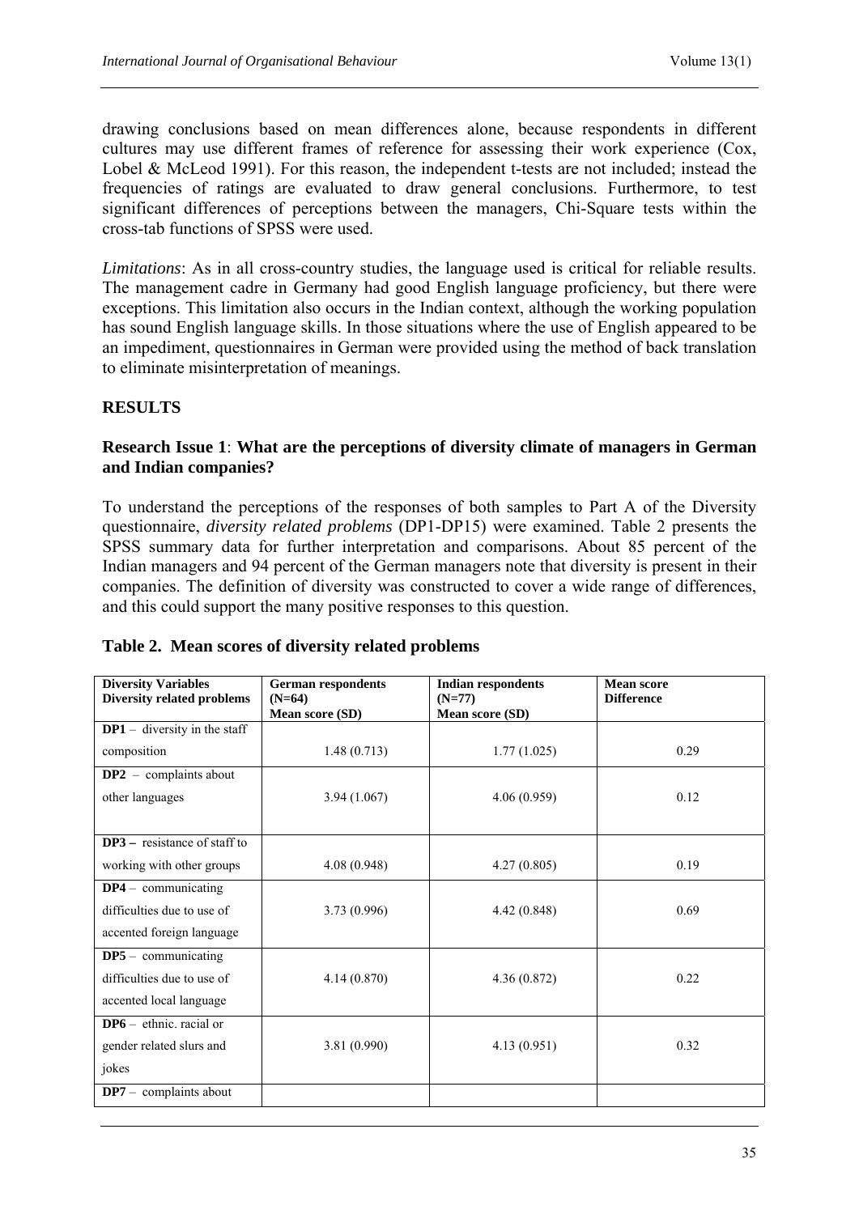drawing conclusions based on mean differences alone, because respondents in different cultures may use different frames of reference for assessing their work experience (Cox, Lobel & McLeod 1991). For this reason, the independent t-tests are not included; instead the frequencies of ratings are evaluated to draw general conclusions. Furthermore, to test significant differences of perceptions between the managers, Chi-Square tests within the cross-tab functions of SPSS were used.

*Limitations*: As in all cross-country studies, the language used is critical for reliable results. The management cadre in Germany had good English language proficiency, but there were exceptions. This limitation also occurs in the Indian context, although the working population has sound English language skills. In those situations where the use of English appeared to be an impediment, questionnaires in German were provided using the method of back translation to eliminate misinterpretation of meanings.

## RESULTS

### Research Issue 1: What are the perceptions of diversity climate of managers in German and Indian companies?

To understand the perceptions of the responses of both samples to Part A of the Diversity questionnaire, *diversity related problems* (DP1-DP15) were examined. Table 2 presents the SPSS summary data for further interpretation and comparisons. About 85 percent of the Indian managers and 94 percent of the German managers note that diversity is present in their companies. The definition of diversity was constructed to cover a wide range of differences, and this could support the many positive responses to this question.

**Table 2. Mean scores of diversity related problems**

| **Diversity Variables Diversity related problems** | **German respondents (N=64) Mean score (SD)** | **Indian respondents (N=77) Mean score (SD)** | **Mean score Difference** |
|---|---|---|---|
| **DP1** – diversity in the staff composition | 1.48 (0.713) | 1.77 (1.025) | 0.29 |
| **DP2** – complaints about other languages | 3.94 (1.067) | 4.06 (0.959) | 0.12 |
| **DP3** – resistance of staff to working with other groups | 4.08 (0.948) | 4.27 (0.805) | 0.19 |
| **DP4** – communicating difficulties due to use of accented foreign language | 3.73 (0.996) | 4.42 (0.848) | 0.69 |
| **DP5** – communicating difficulties due to use of accented local language | 4.14 (0.870) | 4.36 (0.872) | 0.22 |
| **DP6** – ethnic. racial or gender related slurs and jokes | 3.81 (0.990) | 4.13 (0.951) | 0.32 |
| **DP7** – complaints about | | | |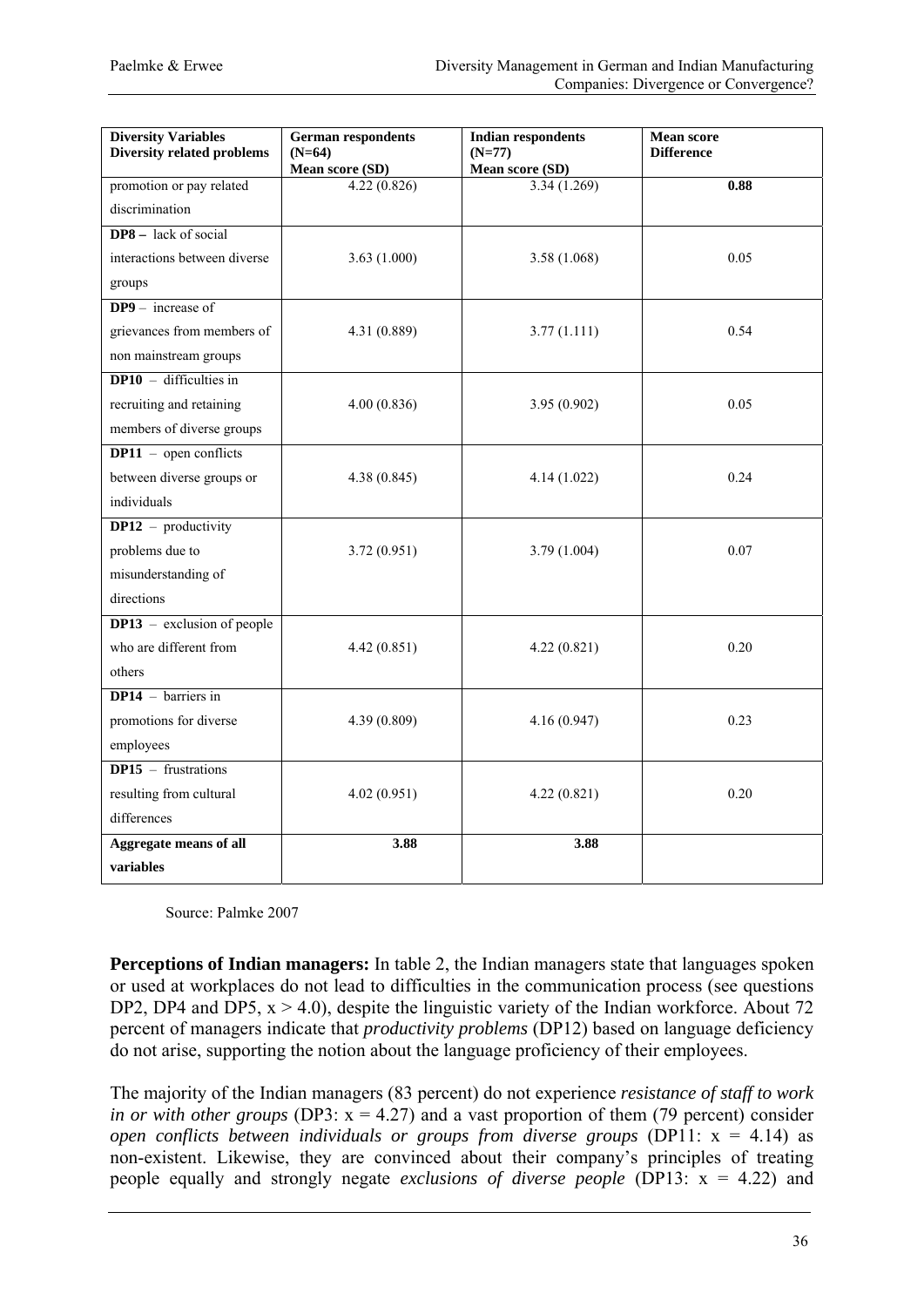| Diversity Variables Diversity related problems | German respondents (N=64) Mean score (SD) | Indian respondents (N=77) Mean score (SD) | Mean score Difference |
|---|---|---|---|
| promotion or pay related discrimination | 4.22 (0.826) | 3.34 (1.269) | **0.88** |
| **DP8 –** lack of social interactions between diverse groups | 3.63 (1.000) | 3.58 (1.068) | 0.05 |
| **DP9** – increase of grievances from members of non mainstream groups | 4.31 (0.889) | 3.77 (1.111) | 0.54 |
| **DP10** – difficulties in recruiting and retaining members of diverse groups | 4.00 (0.836) | 3.95 (0.902) | 0.05 |
| **DP11** – open conflicts between diverse groups or individuals | 4.38 (0.845) | 4.14 (1.022) | 0.24 |
| **DP12** – productivity problems due to misunderstanding of directions | 3.72 (0.951) | 3.79 (1.004) | 0.07 |
| **DP13** – exclusion of people who are different from others | 4.42 (0.851) | 4.22 (0.821) | 0.20 |
| **DP14** – barriers in promotions for diverse employees | 4.39 (0.809) | 4.16 (0.947) | 0.23 |
| **DP15** – frustrations resulting from cultural differences | 4.02 (0.951) | 4.22 (0.821) | 0.20 |
| **Aggregate means of all variables** | **3.88** | **3.88** | |

Source: Palmke 2007

**Perceptions of Indian managers:** In table 2, the Indian managers state that languages spoken or used at workplaces do not lead to difficulties in the communication process (see questions DP2, DP4 and DP5, $x > 4.0$), despite the linguistic variety of the Indian workforce. About 72 percent of managers indicate that *productivity problems* (DP12) based on language deficiency do not arise, supporting the notion about the language proficiency of their employees.

The majority of the Indian managers (83 percent) do not experience *resistance of staff to work in or with other groups* (DP3: $x = 4.27$) and a vast proportion of them (79 percent) consider *open conflicts between individuals or groups from diverse groups* (DP11: $x = 4.14$) as non-existent. Likewise, they are convinced about their company's principles of treating people equally and strongly negate *exclusions of diverse people* (DP13: $x = 4.22$) and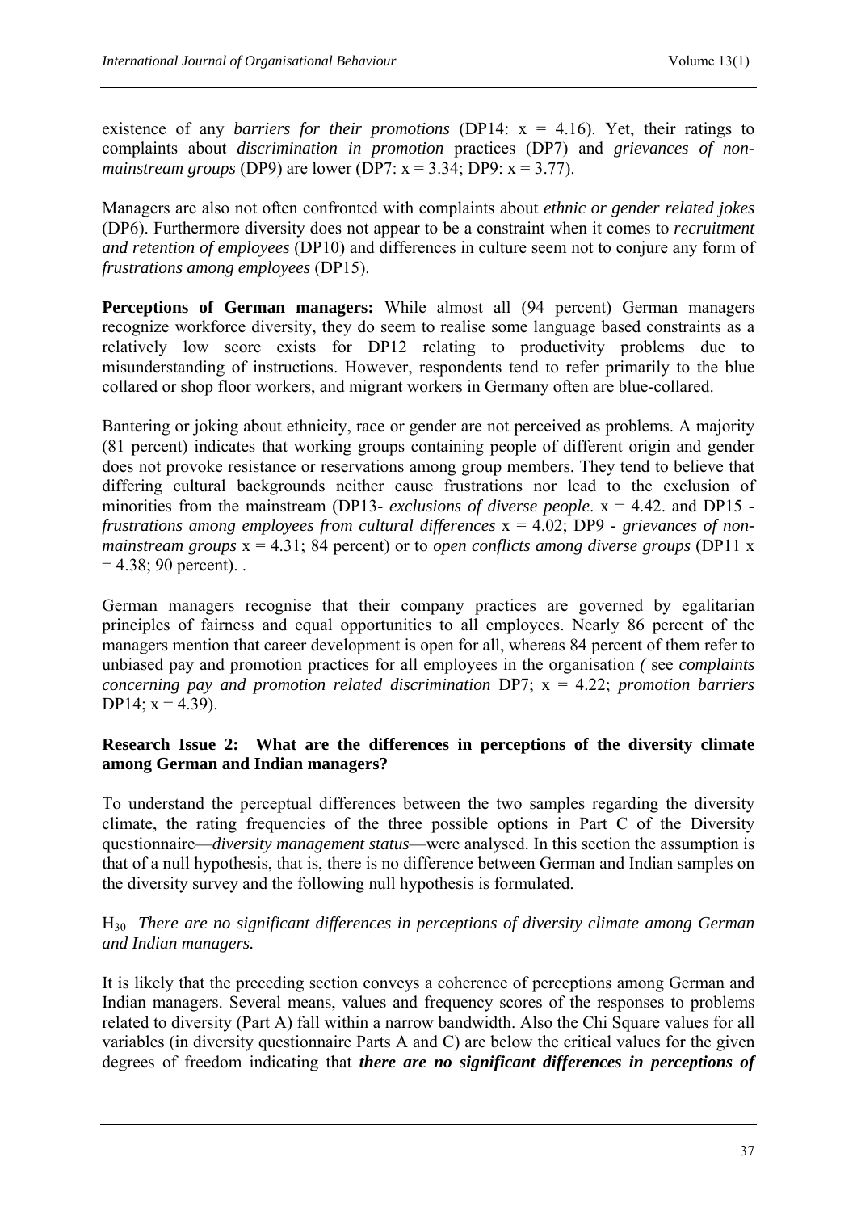existence of any *barriers for their promotions* (DP14: x = 4.16). Yet, their ratings to complaints about *discrimination in promotion* practices (DP7) and *grievances of non-mainstream groups* (DP9) are lower (DP7: x = 3.34; DP9: x = 3.77).

Managers are also not often confronted with complaints about *ethnic or gender related jokes* (DP6). Furthermore diversity does not appear to be a constraint when it comes to *recruitment and retention of employees* (DP10) and differences in culture seem not to conjure any form of *frustrations among employees* (DP15).

**Perceptions of German managers:** While almost all (94 percent) German managers recognize workforce diversity, they do seem to realise some language based constraints as a relatively low score exists for DP12 relating to productivity problems due to misunderstanding of instructions. However, respondents tend to refer primarily to the blue collared or shop floor workers, and migrant workers in Germany often are blue-collared.

Bantering or joking about ethnicity, race or gender are not perceived as problems. A majority (81 percent) indicates that working groups containing people of different origin and gender does not provoke resistance or reservations among group members. They tend to believe that differing cultural backgrounds neither cause frustrations nor lead to the exclusion of minorities from the mainstream (DP13- *exclusions of diverse people*. x = 4.42. and DP15 - *frustrations among employees from cultural differences* x = 4.02; DP9 - *grievances of non-mainstream groups* x = 4.31; 84 percent) or to *open conflicts among diverse groups* (DP11 x = 4.38; 90 percent). .

German managers recognise that their company practices are governed by egalitarian principles of fairness and equal opportunities to all employees. Nearly 86 percent of the managers mention that career development is open for all, whereas 84 percent of them refer to unbiased pay and promotion practices for all employees in the organisation *(* see *complaints concerning pay and promotion related discrimination* DP7; x = 4.22; *promotion barriers* DP14; x = 4.39).

**Research Issue 2: What are the differences in perceptions of the diversity climate among German and Indian managers?**

To understand the perceptual differences between the two samples regarding the diversity climate, the rating frequencies of the three possible options in Part C of the Diversity questionnaire—*diversity management status*—were analysed. In this section the assumption is that of a null hypothesis, that is, there is no difference between German and Indian samples on the diversity survey and the following null hypothesis is formulated.

$H_{30}$ *There are no significant differences in perceptions of diversity climate among German and Indian managers.*

It is likely that the preceding section conveys a coherence of perceptions among German and Indian managers. Several means, values and frequency scores of the responses to problems related to diversity (Part A) fall within a narrow bandwidth. Also the Chi Square values for all variables (in diversity questionnaire Parts A and C) are below the critical values for the given degrees of freedom indicating that ***there are no significant differences in perceptions of***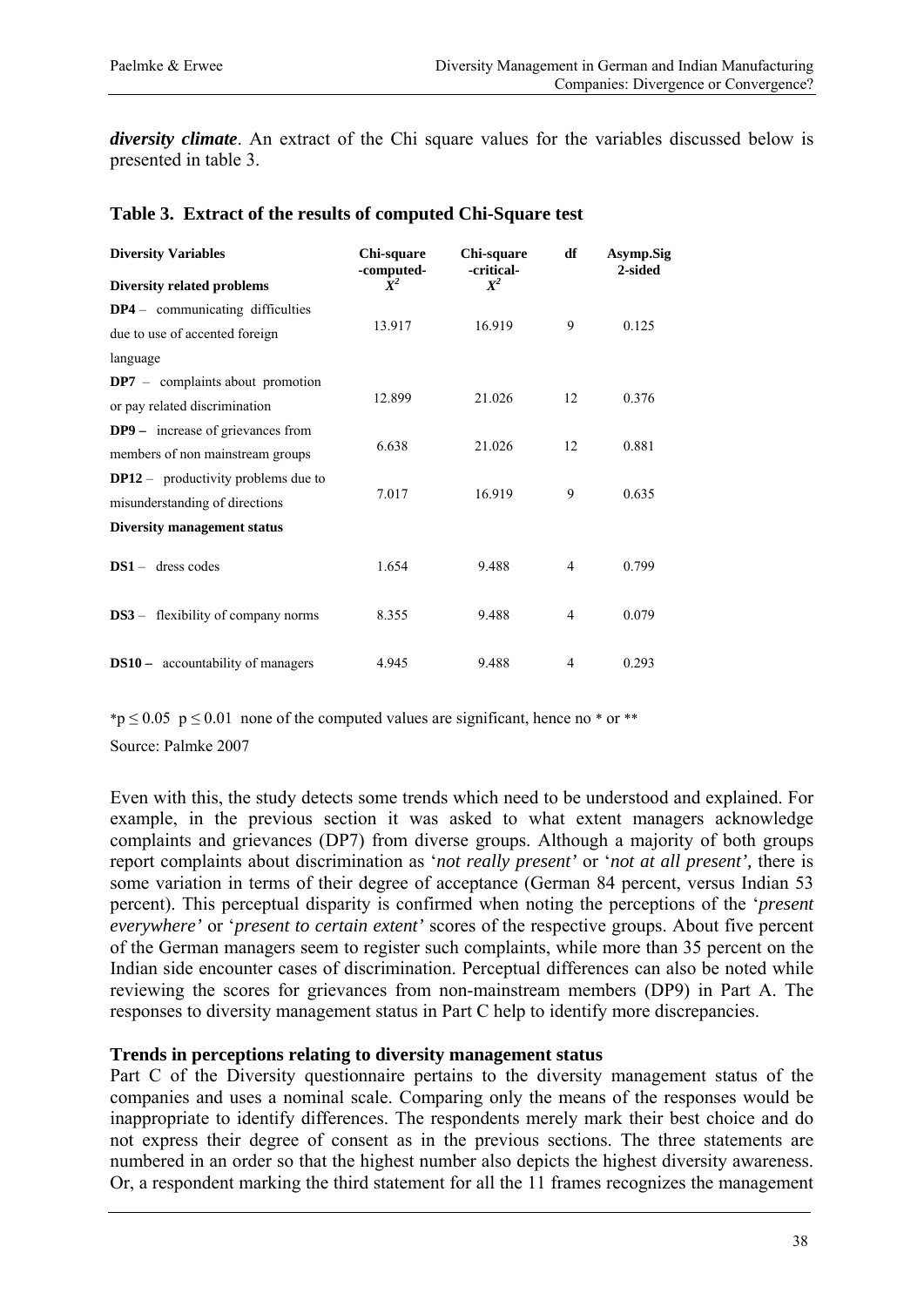***diversity climate***. An extract of the Chi square values for the variables discussed below is presented in table 3.

**Table 3. Extract of the results of computed Chi-Square test**

| **Diversity Variables** | **Chi-square -computed- $X^2$** | **Chi-square -critical- $X^2$** | **df** | **Asymp.Sig 2-sided** |
|---|---|---|---|---|
| **Diversity related problems** | | | | |
| **DP4** – communicating difficulties due to use of accented foreign language | 13.917 | 16.919 | 9 | 0.125 |
| **DP7** – complaints about promotion or pay related discrimination | 12.899 | 21.026 | 12 | 0.376 |
| **DP9** – increase of grievances from members of non mainstream groups | 6.638 | 21.026 | 12 | 0.881 |
| **DP12** – productivity problems due to misunderstanding of directions | 7.017 | 16.919 | 9 | 0.635 |
| **Diversity management status** | | | | |
| **DS1** – dress codes | 1.654 | 9.488 | 4 | 0.799 |
| **DS3** – flexibility of company norms | 8.355 | 9.488 | 4 | 0.079 |
| **DS10** – accountability of managers | 4.945 | 9.488 | 4 | 0.293 |

*$p \leq 0.05$  $p \leq 0.01$  none of the computed values are significant, hence no * or **

Source: Palmke 2007

Even with this, the study detects some trends which need to be understood and explained. For example, in the previous section it was asked to what extent managers acknowledge complaints and grievances (DP7) from diverse groups. Although a majority of both groups report complaints about discrimination as '*not really present'* or '*not at all present',* there is some variation in terms of their degree of acceptance (German 84 percent, versus Indian 53 percent). This perceptual disparity is confirmed when noting the perceptions of the '*present everywhere'* or '*present to certain extent'* scores of the respective groups. About five percent of the German managers seem to register such complaints, while more than 35 percent on the Indian side encounter cases of discrimination. Perceptual differences can also be noted while reviewing the scores for grievances from non-mainstream members (DP9) in Part A. The responses to diversity management status in Part C help to identify more discrepancies.

**Trends in perceptions relating to diversity management status**

Part C of the Diversity questionnaire pertains to the diversity management status of the companies and uses a nominal scale. Comparing only the means of the responses would be inappropriate to identify differences. The respondents merely mark their best choice and do not express their degree of consent as in the previous sections. The three statements are numbered in an order so that the highest number also depicts the highest diversity awareness. Or, a respondent marking the third statement for all the 11 frames recognizes the management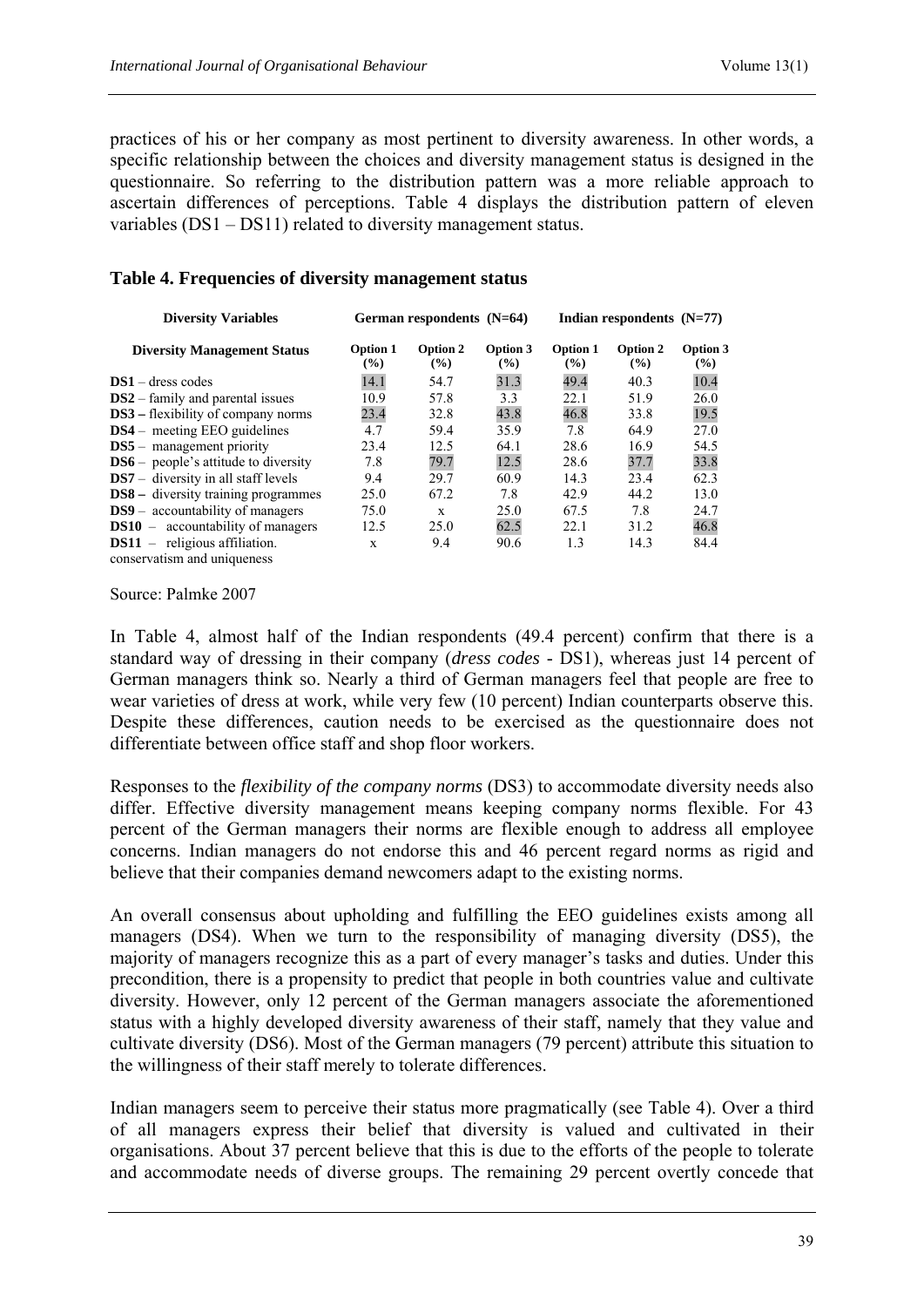practices of his or her company as most pertinent to diversity awareness. In other words, a specific relationship between the choices and diversity management status is designed in the questionnaire. So referring to the distribution pattern was a more reliable approach to ascertain differences of perceptions. Table 4 displays the distribution pattern of eleven variables (DS1 – DS11) related to diversity management status.

### Table 4. Frequencies of diversity management status

| Diversity Variables | German respondents (N=64) | | | Indian respondents (N=77) | | |
|---|---|---|---|---|---|---|
| **Diversity Management Status** | **Option 1 (%)** | **Option 2 (%)** | **Option 3 (%)** | **Option 1 (%)** | **Option 2 (%)** | **Option 3 (%)** |
| **DS1** – dress codes | 14.1 | 54.7 | 31.3 | 49.4 | 40.3 | 10.4 |
| **DS2** – family and parental issues | 10.9 | 57.8 | 3.3 | 22.1 | 51.9 | 26.0 |
| **DS3 –** flexibility of company norms | 23.4 | 32.8 | 43.8 | 46.8 | 33.8 | 19.5 |
| **DS4** – meeting EEO guidelines | 4.7 | 59.4 | 35.9 | 7.8 | 64.9 | 27.0 |
| **DS5** – management priority | 23.4 | 12.5 | 64.1 | 28.6 | 16.9 | 54.5 |
| **DS6** – people's attitude to diversity | 7.8 | 79.7 | 12.5 | 28.6 | 37.7 | 33.8 |
| **DS7** – diversity in all staff levels | 9.4 | 29.7 | 60.9 | 14.3 | 23.4 | 62.3 |
| **DS8 –** diversity training programmes | 25.0 | 67.2 | 7.8 | 42.9 | 44.2 | 13.0 |
| **DS9** – accountability of managers | 75.0 | x | 25.0 | 67.5 | 7.8 | 24.7 |
| **DS10** – accountability of managers | 12.5 | 25.0 | 62.5 | 22.1 | 31.2 | 46.8 |
| **DS11** – religious affiliation. conservatism and uniqueness | x | 9.4 | 90.6 | 1.3 | 14.3 | 84.4 |

Source: Palmke 2007

In Table 4, almost half of the Indian respondents (49.4 percent) confirm that there is a standard way of dressing in their company (*dress codes* - DS1), whereas just 14 percent of German managers think so. Nearly a third of German managers feel that people are free to wear varieties of dress at work, while very few (10 percent) Indian counterparts observe this. Despite these differences, caution needs to be exercised as the questionnaire does not differentiate between office staff and shop floor workers.

Responses to the *flexibility of the company norms* (DS3) to accommodate diversity needs also differ. Effective diversity management means keeping company norms flexible. For 43 percent of the German managers their norms are flexible enough to address all employee concerns. Indian managers do not endorse this and 46 percent regard norms as rigid and believe that their companies demand newcomers adapt to the existing norms.

An overall consensus about upholding and fulfilling the EEO guidelines exists among all managers (DS4). When we turn to the responsibility of managing diversity (DS5), the majority of managers recognize this as a part of every manager's tasks and duties. Under this precondition, there is a propensity to predict that people in both countries value and cultivate diversity. However, only 12 percent of the German managers associate the aforementioned status with a highly developed diversity awareness of their staff, namely that they value and cultivate diversity (DS6). Most of the German managers (79 percent) attribute this situation to the willingness of their staff merely to tolerate differences.

Indian managers seem to perceive their status more pragmatically (see Table 4). Over a third of all managers express their belief that diversity is valued and cultivated in their organisations. About 37 percent believe that this is due to the efforts of the people to tolerate and accommodate needs of diverse groups. The remaining 29 percent overtly concede that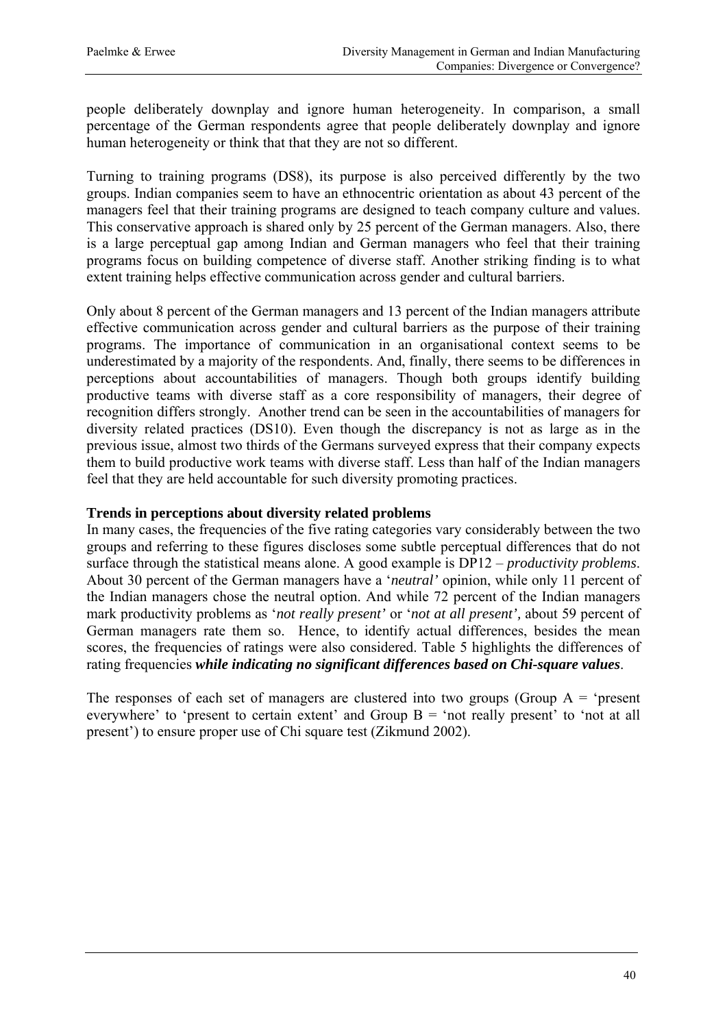people deliberately downplay and ignore human heterogeneity. In comparison, a small percentage of the German respondents agree that people deliberately downplay and ignore human heterogeneity or think that that they are not so different.

Turning to training programs (DS8), its purpose is also perceived differently by the two groups. Indian companies seem to have an ethnocentric orientation as about 43 percent of the managers feel that their training programs are designed to teach company culture and values. This conservative approach is shared only by 25 percent of the German managers. Also, there is a large perceptual gap among Indian and German managers who feel that their training programs focus on building competence of diverse staff. Another striking finding is to what extent training helps effective communication across gender and cultural barriers.

Only about 8 percent of the German managers and 13 percent of the Indian managers attribute effective communication across gender and cultural barriers as the purpose of their training programs. The importance of communication in an organisational context seems to be underestimated by a majority of the respondents. And, finally, there seems to be differences in perceptions about accountabilities of managers. Though both groups identify building productive teams with diverse staff as a core responsibility of managers, their degree of recognition differs strongly. Another trend can be seen in the accountabilities of managers for diversity related practices (DS10). Even though the discrepancy is not as large as in the previous issue, almost two thirds of the Germans surveyed express that their company expects them to build productive work teams with diverse staff. Less than half of the Indian managers feel that they are held accountable for such diversity promoting practices.

**Trends in perceptions about diversity related problems**

In many cases, the frequencies of the five rating categories vary considerably between the two groups and referring to these figures discloses some subtle perceptual differences that do not surface through the statistical means alone. A good example is DP12 – *productivity problems*. About 30 percent of the German managers have a '*neutral'* opinion, while only 11 percent of the Indian managers chose the neutral option. And while 72 percent of the Indian managers mark productivity problems as '*not really present'* or '*not at all present',* about 59 percent of German managers rate them so. Hence, to identify actual differences, besides the mean scores, the frequencies of ratings were also considered. Table 5 highlights the differences of rating frequencies ***while indicating no significant differences based on Chi-square values***.

The responses of each set of managers are clustered into two groups (Group A = 'present everywhere' to 'present to certain extent' and Group B = 'not really present' to 'not at all present') to ensure proper use of Chi square test (Zikmund 2002).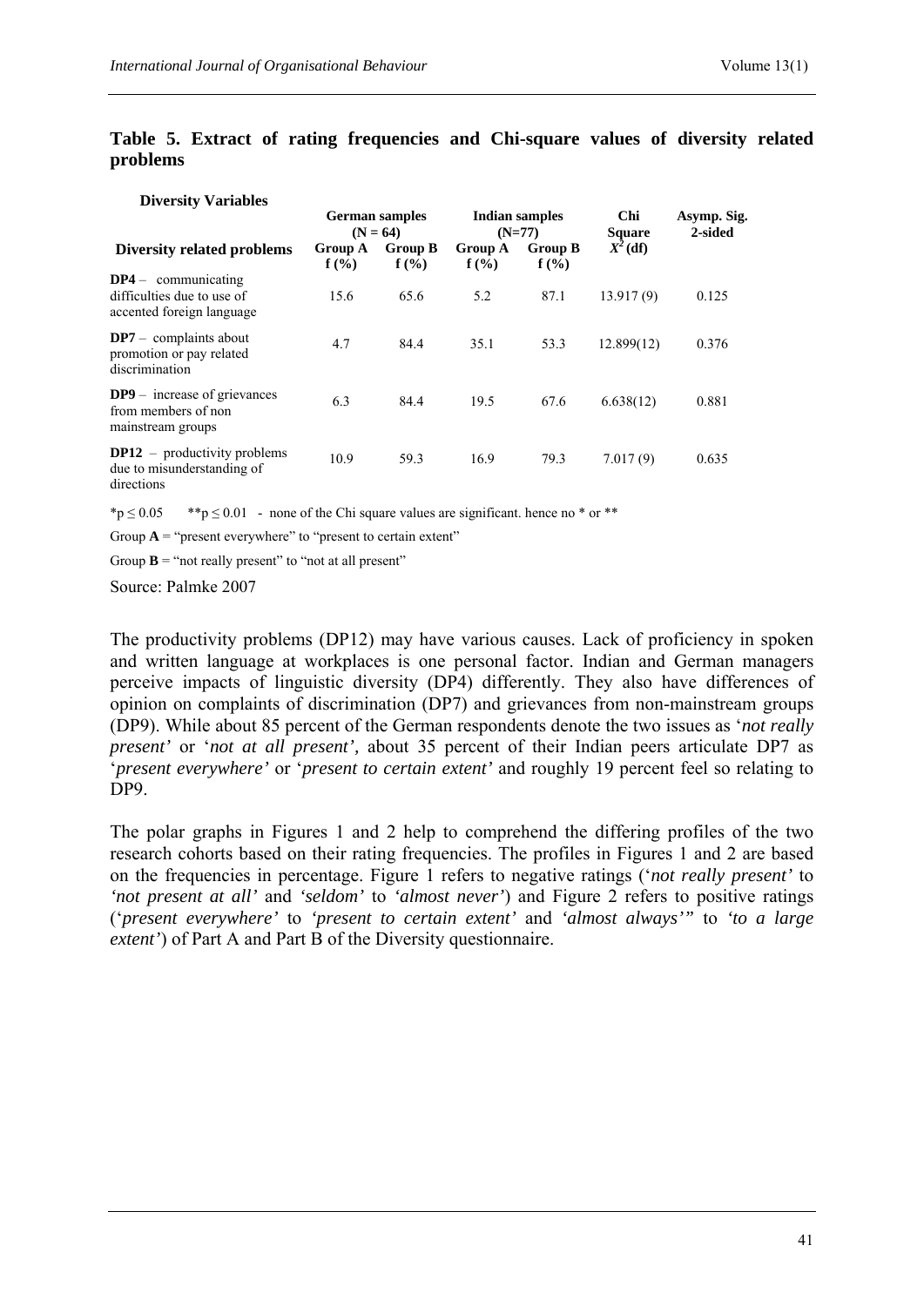**Table 5. Extract of rating frequencies and Chi-square values of diversity related problems**

| Diversity Variables | German samples (N = 64) | | Indian samples (N=77) | | Chi Square | Asymp. Sig. 2-sided |
|---|---|---|---|---|---|---|
| **Diversity related problems** | **Group A f (%)** | **Group B f (%)** | **Group A f (%)** | **Group B f (%)** | $X^2$ **(df)** | |
| **DP4** – communicating difficulties due to use of accented foreign language | 15.6 | 65.6 | 5.2 | 87.1 | 13.917 (9) | 0.125 |
| **DP7** – complaints about promotion or pay related discrimination | 4.7 | 84.4 | 35.1 | 53.3 | 12.899(12) | 0.376 |
| **DP9** – increase of grievances from members of non mainstream groups | 6.3 | 84.4 | 19.5 | 67.6 | 6.638(12) | 0.881 |
| **DP12** – productivity problems due to misunderstanding of directions | 10.9 | 59.3 | 16.9 | 79.3 | 7.017 (9) | 0.635 |

*$p \leq 0.05$  **$p \leq 0.01$ - none of the Chi square values are significant. hence no * or **

Group **A** = "present everywhere" to "present to certain extent"

Group **B** = "not really present" to "not at all present"

Source: Palmke 2007

The productivity problems (DP12) may have various causes. Lack of proficiency in spoken and written language at workplaces is one personal factor. Indian and German managers perceive impacts of linguistic diversity (DP4) differently. They also have differences of opinion on complaints of discrimination (DP7) and grievances from non-mainstream groups (DP9). While about 85 percent of the German respondents denote the two issues as '*not really present'* or '*not at all present',* about 35 percent of their Indian peers articulate DP7 as '*present everywhere'* or '*present to certain extent'* and roughly 19 percent feel so relating to DP9.

The polar graphs in Figures 1 and 2 help to comprehend the differing profiles of the two research cohorts based on their rating frequencies. The profiles in Figures 1 and 2 are based on the frequencies in percentage. Figure 1 refers to negative ratings ('*not really present'* to *'not present at all'* and *'seldom'* to *'almost never'*) and Figure 2 refers to positive ratings ('*present everywhere'* to *'present to certain extent'* and *'almost always'"* to *'to a large extent'*) of Part A and Part B of the Diversity questionnaire.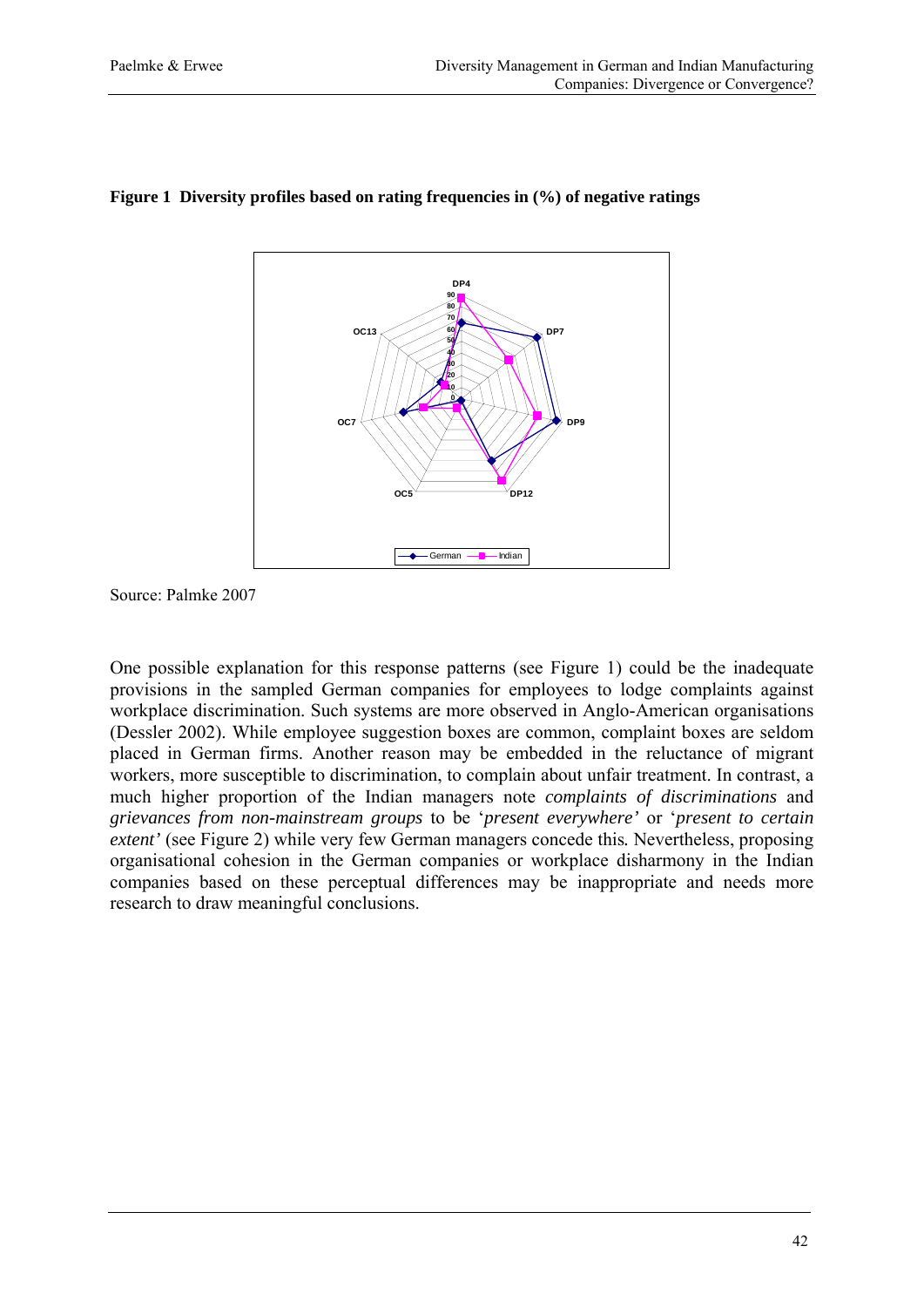**Figure 1 Diversity profiles based on rating frequencies in (%) of negative ratings**

Source: Palmke 2007

One possible explanation for this response patterns (see Figure 1) could be the inadequate provisions in the sampled German companies for employees to lodge complaints against workplace discrimination. Such systems are more observed in Anglo-American organisations (Dessler 2002). While employee suggestion boxes are common, complaint boxes are seldom placed in German firms. Another reason may be embedded in the reluctance of migrant workers, more susceptible to discrimination, to complain about unfair treatment. In contrast, a much higher proportion of the Indian managers note *complaints of discriminations* and *grievances from non-mainstream groups* to be '*present everywhere'* or '*present to certain extent'* (see Figure 2) while very few German managers concede this. Nevertheless, proposing organisational cohesion in the German companies or workplace disharmony in the Indian companies based on these perceptual differences may be inappropriate and needs more research to draw meaningful conclusions.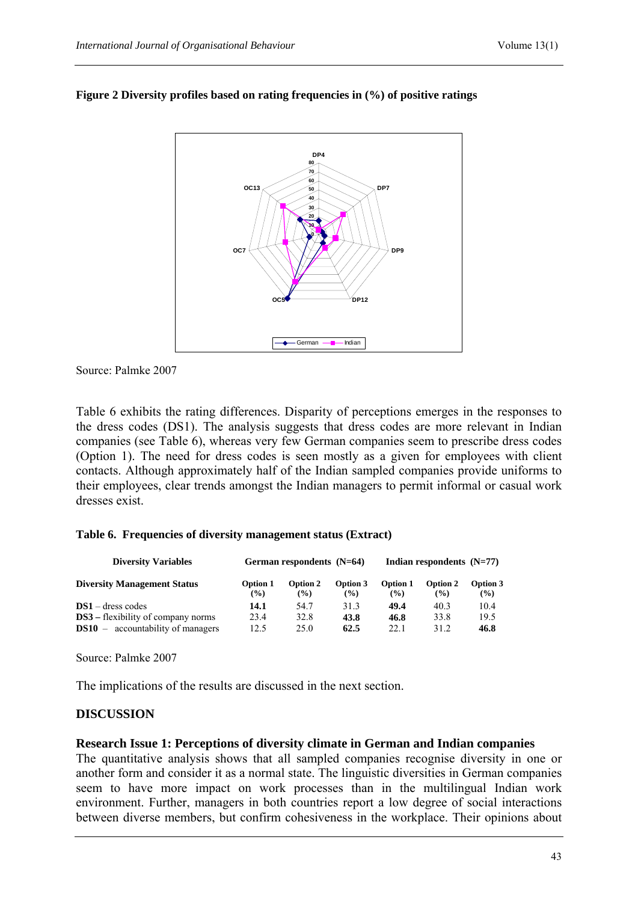**Figure 2 Diversity profiles based on rating frequencies in (%) of positive ratings**

Source: Palmke 2007

Table 6 exhibits the rating differences. Disparity of perceptions emerges in the responses to the dress codes (DS1). The analysis suggests that dress codes are more relevant in Indian companies (see Table 6), whereas very few German companies seem to prescribe dress codes (Option 1). The need for dress codes is seen mostly as a given for employees with client contacts. Although approximately half of the Indian sampled companies provide uniforms to their employees, clear trends amongst the Indian managers to permit informal or casual work dresses exist.

**Table 6. Frequencies of diversity management status (Extract)**

| Diversity Variables | German respondents (N=64) | | | Indian respondents (N=77) | | |
|---|---|---|---|---|---|---|
| **Diversity Management Status** | **Option 1 (%)** | **Option 2 (%)** | **Option 3 (%)** | **Option 1 (%)** | **Option 2 (%)** | **Option 3 (%)** |
| **DS1** – dress codes | **14.1** | 54.7 | 31.3 | **49.4** | 40.3 | 10.4 |
| **DS3 –** flexibility of company norms | 23.4 | 32.8 | **43.8** | **46.8** | 33.8 | 19.5 |
| **DS10** – accountability of managers | 12.5 | 25.0 | **62.5** | 22.1 | 31.2 | **46.8** |

Source: Palmke 2007

The implications of the results are discussed in the next section.

## DISCUSSION

### Research Issue 1: Perceptions of diversity climate in German and Indian companies

The quantitative analysis shows that all sampled companies recognise diversity in one or another form and consider it as a normal state. The linguistic diversities in German companies seem to have more impact on work processes than in the multilingual Indian work environment. Further, managers in both countries report a low degree of social interactions between diverse members, but confirm cohesiveness in the workplace. Their opinions about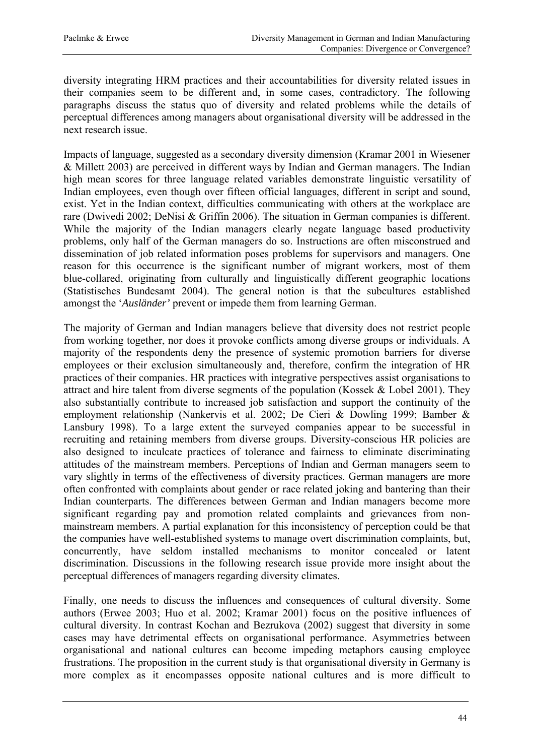diversity integrating HRM practices and their accountabilities for diversity related issues in their companies seem to be different and, in some cases, contradictory. The following paragraphs discuss the status quo of diversity and related problems while the details of perceptual differences among managers about organisational diversity will be addressed in the next research issue.

Impacts of language, suggested as a secondary diversity dimension (Kramar 2001 in Wiesener & Millett 2003) are perceived in different ways by Indian and German managers. The Indian high mean scores for three language related variables demonstrate linguistic versatility of Indian employees, even though over fifteen official languages, different in script and sound, exist. Yet in the Indian context, difficulties communicating with others at the workplace are rare (Dwivedi 2002; DeNisi & Griffin 2006). The situation in German companies is different. While the majority of the Indian managers clearly negate language based productivity problems, only half of the German managers do so. Instructions are often misconstrued and dissemination of job related information poses problems for supervisors and managers. One reason for this occurrence is the significant number of migrant workers, most of them blue-collared, originating from culturally and linguistically different geographic locations (Statistisches Bundesamt 2004). The general notion is that the subcultures established amongst the '*Ausländer'* prevent or impede them from learning German.

The majority of German and Indian managers believe that diversity does not restrict people from working together, nor does it provoke conflicts among diverse groups or individuals. A majority of the respondents deny the presence of systemic promotion barriers for diverse employees or their exclusion simultaneously and, therefore, confirm the integration of HR practices of their companies. HR practices with integrative perspectives assist organisations to attract and hire talent from diverse segments of the population (Kossek & Lobel 2001). They also substantially contribute to increased job satisfaction and support the continuity of the employment relationship (Nankervis et al. 2002; De Cieri & Dowling 1999; Bamber & Lansbury 1998). To a large extent the surveyed companies appear to be successful in recruiting and retaining members from diverse groups. Diversity-conscious HR policies are also designed to inculcate practices of tolerance and fairness to eliminate discriminating attitudes of the mainstream members. Perceptions of Indian and German managers seem to vary slightly in terms of the effectiveness of diversity practices. German managers are more often confronted with complaints about gender or race related joking and bantering than their Indian counterparts. The differences between German and Indian managers become more significant regarding pay and promotion related complaints and grievances from non-mainstream members. A partial explanation for this inconsistency of perception could be that the companies have well-established systems to manage overt discrimination complaints, but, concurrently, have seldom installed mechanisms to monitor concealed or latent discrimination. Discussions in the following research issue provide more insight about the perceptual differences of managers regarding diversity climates.

Finally, one needs to discuss the influences and consequences of cultural diversity. Some authors (Erwee 2003; Huo et al. 2002; Kramar 2001) focus on the positive influences of cultural diversity. In contrast Kochan and Bezrukova (2002) suggest that diversity in some cases may have detrimental effects on organisational performance. Asymmetries between organisational and national cultures can become impeding metaphors causing employee frustrations. The proposition in the current study is that organisational diversity in Germany is more complex as it encompasses opposite national cultures and is more difficult to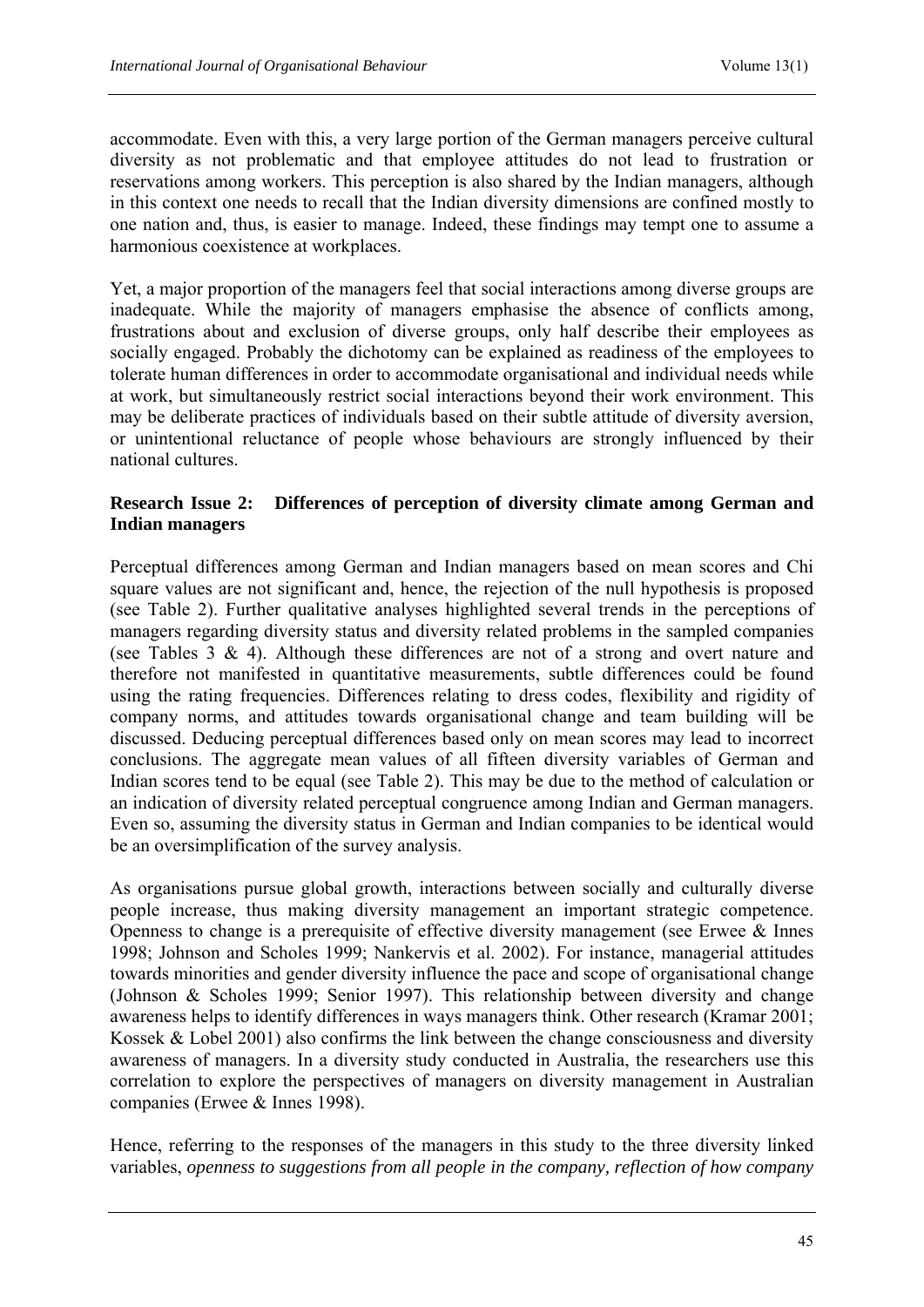accommodate. Even with this, a very large portion of the German managers perceive cultural diversity as not problematic and that employee attitudes do not lead to frustration or reservations among workers. This perception is also shared by the Indian managers, although in this context one needs to recall that the Indian diversity dimensions are confined mostly to one nation and, thus, is easier to manage. Indeed, these findings may tempt one to assume a harmonious coexistence at workplaces.

Yet, a major proportion of the managers feel that social interactions among diverse groups are inadequate. While the majority of managers emphasise the absence of conflicts among, frustrations about and exclusion of diverse groups, only half describe their employees as socially engaged. Probably the dichotomy can be explained as readiness of the employees to tolerate human differences in order to accommodate organisational and individual needs while at work, but simultaneously restrict social interactions beyond their work environment. This may be deliberate practices of individuals based on their subtle attitude of diversity aversion, or unintentional reluctance of people whose behaviours are strongly influenced by their national cultures.

**Research Issue 2: Differences of perception of diversity climate among German and Indian managers**

Perceptual differences among German and Indian managers based on mean scores and Chi square values are not significant and, hence, the rejection of the null hypothesis is proposed (see Table 2). Further qualitative analyses highlighted several trends in the perceptions of managers regarding diversity status and diversity related problems in the sampled companies (see Tables 3 & 4). Although these differences are not of a strong and overt nature and therefore not manifested in quantitative measurements, subtle differences could be found using the rating frequencies. Differences relating to dress codes, flexibility and rigidity of company norms, and attitudes towards organisational change and team building will be discussed. Deducing perceptual differences based only on mean scores may lead to incorrect conclusions. The aggregate mean values of all fifteen diversity variables of German and Indian scores tend to be equal (see Table 2). This may be due to the method of calculation or an indication of diversity related perceptual congruence among Indian and German managers. Even so, assuming the diversity status in German and Indian companies to be identical would be an oversimplification of the survey analysis.

As organisations pursue global growth, interactions between socially and culturally diverse people increase, thus making diversity management an important strategic competence. Openness to change is a prerequisite of effective diversity management (see Erwee & Innes 1998; Johnson and Scholes 1999; Nankervis et al. 2002). For instance, managerial attitudes towards minorities and gender diversity influence the pace and scope of organisational change (Johnson & Scholes 1999; Senior 1997). This relationship between diversity and change awareness helps to identify differences in ways managers think. Other research (Kramar 2001; Kossek & Lobel 2001) also confirms the link between the change consciousness and diversity awareness of managers. In a diversity study conducted in Australia, the researchers use this correlation to explore the perspectives of managers on diversity management in Australian companies (Erwee & Innes 1998).

Hence, referring to the responses of the managers in this study to the three diversity linked variables, *openness to suggestions from all people in the company, reflection of how company*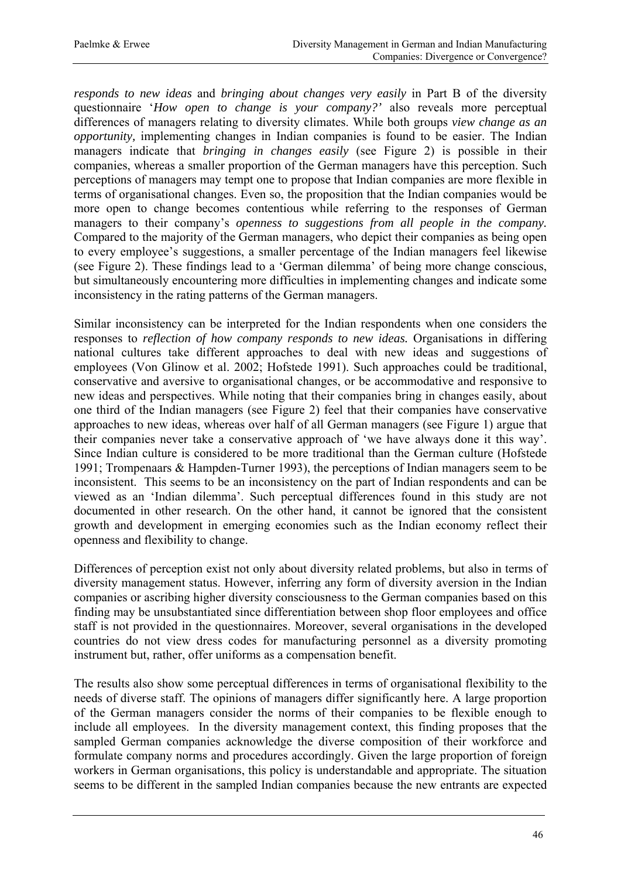*responds to new ideas* and *bringing about changes very easily* in Part B of the diversity questionnaire '*How open to change is your company?*' also reveals more perceptual differences of managers relating to diversity climates. While both groups *view change as an opportunity,* implementing changes in Indian companies is found to be easier. The Indian managers indicate that *bringing in changes easily* (see Figure 2) is possible in their companies, whereas a smaller proportion of the German managers have this perception. Such perceptions of managers may tempt one to propose that Indian companies are more flexible in terms of organisational changes. Even so, the proposition that the Indian companies would be more open to change becomes contentious while referring to the responses of German managers to their company's *openness to suggestions from all people in the company.* Compared to the majority of the German managers, who depict their companies as being open to every employee's suggestions, a smaller percentage of the Indian managers feel likewise (see Figure 2). These findings lead to a 'German dilemma' of being more change conscious, but simultaneously encountering more difficulties in implementing changes and indicate some inconsistency in the rating patterns of the German managers.

Similar inconsistency can be interpreted for the Indian respondents when one considers the responses to *reflection of how company responds to new ideas.* Organisations in differing national cultures take different approaches to deal with new ideas and suggestions of employees (Von Glinow et al. 2002; Hofstede 1991). Such approaches could be traditional, conservative and aversive to organisational changes, or be accommodative and responsive to new ideas and perspectives. While noting that their companies bring in changes easily, about one third of the Indian managers (see Figure 2) feel that their companies have conservative approaches to new ideas, whereas over half of all German managers (see Figure 1) argue that their companies never take a conservative approach of 'we have always done it this way'. Since Indian culture is considered to be more traditional than the German culture (Hofstede 1991; Trompenaars & Hampden-Turner 1993), the perceptions of Indian managers seem to be inconsistent. This seems to be an inconsistency on the part of Indian respondents and can be viewed as an 'Indian dilemma'. Such perceptual differences found in this study are not documented in other research. On the other hand, it cannot be ignored that the consistent growth and development in emerging economies such as the Indian economy reflect their openness and flexibility to change.

Differences of perception exist not only about diversity related problems, but also in terms of diversity management status. However, inferring any form of diversity aversion in the Indian companies or ascribing higher diversity consciousness to the German companies based on this finding may be unsubstantiated since differentiation between shop floor employees and office staff is not provided in the questionnaires. Moreover, several organisations in the developed countries do not view dress codes for manufacturing personnel as a diversity promoting instrument but, rather, offer uniforms as a compensation benefit.

The results also show some perceptual differences in terms of organisational flexibility to the needs of diverse staff. The opinions of managers differ significantly here. A large proportion of the German managers consider the norms of their companies to be flexible enough to include all employees. In the diversity management context, this finding proposes that the sampled German companies acknowledge the diverse composition of their workforce and formulate company norms and procedures accordingly. Given the large proportion of foreign workers in German organisations, this policy is understandable and appropriate. The situation seems to be different in the sampled Indian companies because the new entrants are expected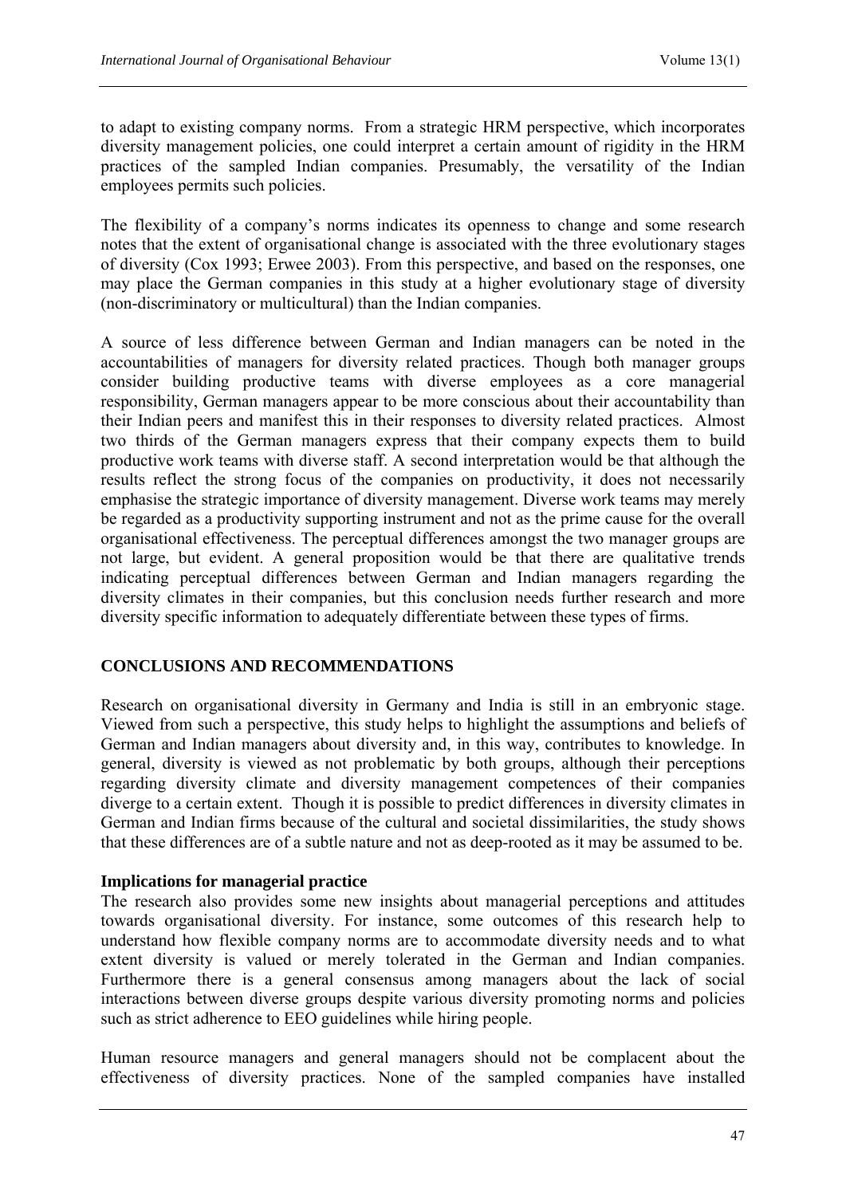to adapt to existing company norms. From a strategic HRM perspective, which incorporates diversity management policies, one could interpret a certain amount of rigidity in the HRM practices of the sampled Indian companies. Presumably, the versatility of the Indian employees permits such policies.

The flexibility of a company's norms indicates its openness to change and some research notes that the extent of organisational change is associated with the three evolutionary stages of diversity (Cox 1993; Erwee 2003). From this perspective, and based on the responses, one may place the German companies in this study at a higher evolutionary stage of diversity (non-discriminatory or multicultural) than the Indian companies.

A source of less difference between German and Indian managers can be noted in the accountabilities of managers for diversity related practices. Though both manager groups consider building productive teams with diverse employees as a core managerial responsibility, German managers appear to be more conscious about their accountability than their Indian peers and manifest this in their responses to diversity related practices. Almost two thirds of the German managers express that their company expects them to build productive work teams with diverse staff. A second interpretation would be that although the results reflect the strong focus of the companies on productivity, it does not necessarily emphasise the strategic importance of diversity management. Diverse work teams may merely be regarded as a productivity supporting instrument and not as the prime cause for the overall organisational effectiveness. The perceptual differences amongst the two manager groups are not large, but evident. A general proposition would be that there are qualitative trends indicating perceptual differences between German and Indian managers regarding the diversity climates in their companies, but this conclusion needs further research and more diversity specific information to adequately differentiate between these types of firms.

## CONCLUSIONS AND RECOMMENDATIONS

Research on organisational diversity in Germany and India is still in an embryonic stage. Viewed from such a perspective, this study helps to highlight the assumptions and beliefs of German and Indian managers about diversity and, in this way, contributes to knowledge. In general, diversity is viewed as not problematic by both groups, although their perceptions regarding diversity climate and diversity management competences of their companies diverge to a certain extent. Though it is possible to predict differences in diversity climates in German and Indian firms because of the cultural and societal dissimilarities, the study shows that these differences are of a subtle nature and not as deep-rooted as it may be assumed to be.

### Implications for managerial practice

The research also provides some new insights about managerial perceptions and attitudes towards organisational diversity. For instance, some outcomes of this research help to understand how flexible company norms are to accommodate diversity needs and to what extent diversity is valued or merely tolerated in the German and Indian companies. Furthermore there is a general consensus among managers about the lack of social interactions between diverse groups despite various diversity promoting norms and policies such as strict adherence to EEO guidelines while hiring people.

Human resource managers and general managers should not be complacent about the effectiveness of diversity practices. None of the sampled companies have installed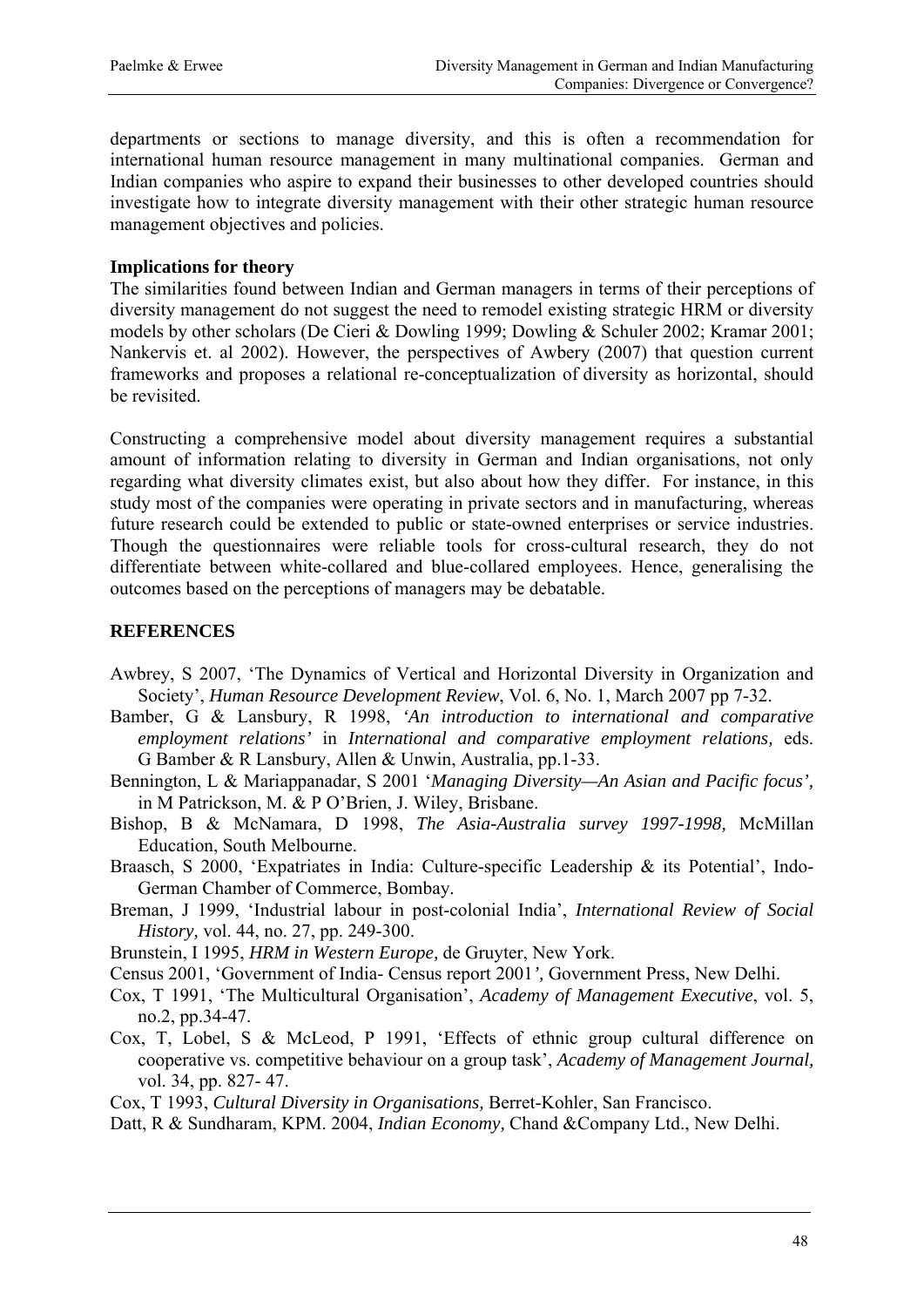departments or sections to manage diversity, and this is often a recommendation for international human resource management in many multinational companies. German and Indian companies who aspire to expand their businesses to other developed countries should investigate how to integrate diversity management with their other strategic human resource management objectives and policies.

**Implications for theory**

The similarities found between Indian and German managers in terms of their perceptions of diversity management do not suggest the need to remodel existing strategic HRM or diversity models by other scholars (De Cieri & Dowling 1999; Dowling & Schuler 2002; Kramar 2001; Nankervis et. al 2002). However, the perspectives of Awbery (2007) that question current frameworks and proposes a relational re-conceptualization of diversity as horizontal, should be revisited.

Constructing a comprehensive model about diversity management requires a substantial amount of information relating to diversity in German and Indian organisations, not only regarding what diversity climates exist, but also about how they differ. For instance, in this study most of the companies were operating in private sectors and in manufacturing, whereas future research could be extended to public or state-owned enterprises or service industries. Though the questionnaires were reliable tools for cross-cultural research, they do not differentiate between white-collared and blue-collared employees. Hence, generalising the outcomes based on the perceptions of managers may be debatable.

## REFERENCES

Awbrey, S 2007, 'The Dynamics of Vertical and Horizontal Diversity in Organization and Society', *Human Resource Development Review*, Vol. 6, No. 1, March 2007 pp 7-32.

Bamber, G & Lansbury, R 1998, *'An introduction to international and comparative employment relations'* in *International and comparative employment relations,* eds. G Bamber & R Lansbury, Allen & Unwin, Australia, pp.1-33.

Bennington, L & Mariappanadar, S 2001 '*Managing Diversity—An Asian and Pacific focus',* in M Patrickson, M. & P O'Brien, J. Wiley, Brisbane.

Bishop, B & McNamara, D 1998, *The Asia-Australia survey 1997-1998,* McMillan Education, South Melbourne.

Braasch, S 2000, 'Expatriates in India: Culture-specific Leadership & its Potential', Indo-German Chamber of Commerce, Bombay.

Breman, J 1999, 'Industrial labour in post-colonial India', *International Review of Social History,* vol. 44, no. 27, pp. 249-300.

Brunstein, I 1995, *HRM in Western Europe,* de Gruyter, New York.

Census 2001, 'Government of India- Census report 2001*',* Government Press, New Delhi.

Cox, T 1991, 'The Multicultural Organisation', *Academy of Management Executive*, vol. 5, no.2, pp.34-47.

Cox, T, Lobel, S & McLeod, P 1991, 'Effects of ethnic group cultural difference on cooperative vs. competitive behaviour on a group task', *Academy of Management Journal,* vol. 34, pp. 827- 47.

Cox, T 1993, *Cultural Diversity in Organisations,* Berret-Kohler, San Francisco.

Datt, R & Sundharam, KPM. 2004, *Indian Economy,* Chand &Company Ltd., New Delhi.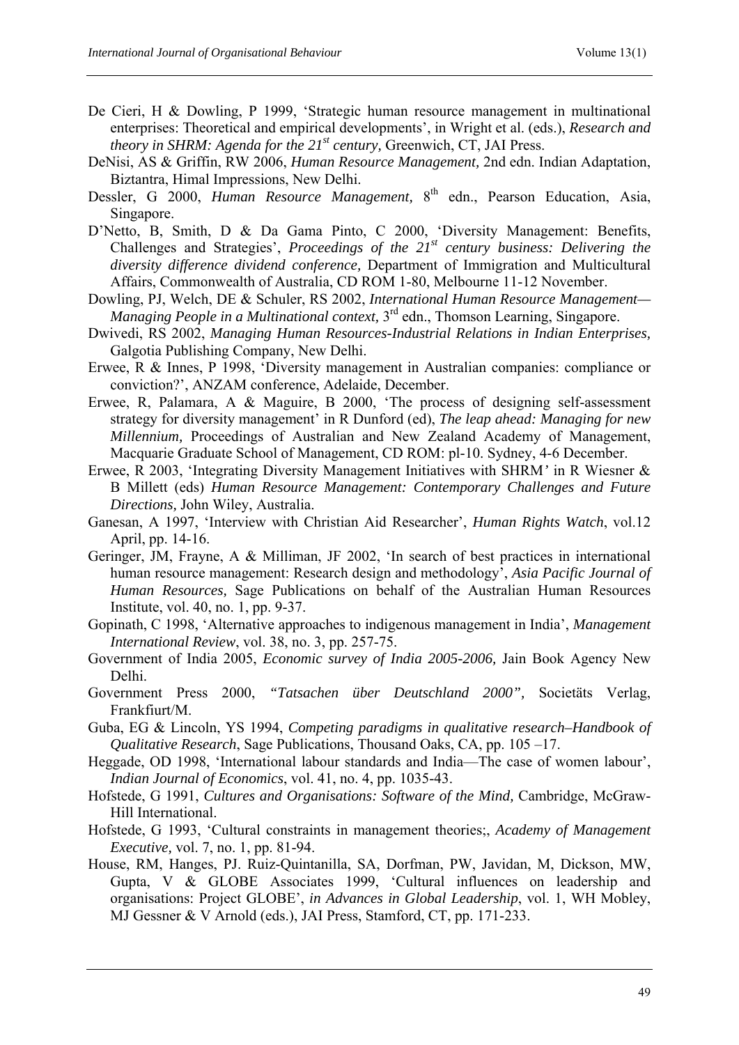De Cieri, H & Dowling, P 1999, 'Strategic human resource management in multinational enterprises: Theoretical and empirical developments', in Wright et al. (eds.), *Research and theory in SHRM: Agenda for the 21st century,* Greenwich, CT, JAI Press.

DeNisi, AS & Griffin, RW 2006, *Human Resource Management,* 2nd edn. Indian Adaptation, Biztantra, Himal Impressions, New Delhi.

Dessler, G 2000, *Human Resource Management,* 8th edn., Pearson Education, Asia, Singapore.

D'Netto, B, Smith, D & Da Gama Pinto, C 2000, 'Diversity Management: Benefits, Challenges and Strategies', *Proceedings of the 21st century business: Delivering the diversity difference dividend conference,* Department of Immigration and Multicultural Affairs, Commonwealth of Australia, CD ROM 1-80, Melbourne 11-12 November.

Dowling, PJ, Welch, DE & Schuler, RS 2002, *International Human Resource Management—Managing People in a Multinational context,* 3rd edn., Thomson Learning, Singapore.

Dwivedi, RS 2002, *Managing Human Resources-Industrial Relations in Indian Enterprises,* Galgotia Publishing Company, New Delhi.

Erwee, R & Innes, P 1998, 'Diversity management in Australian companies: compliance or conviction?', ANZAM conference, Adelaide, December.

Erwee, R, Palamara, A & Maguire, B 2000, 'The process of designing self-assessment strategy for diversity management' in R Dunford (ed), *The leap ahead: Managing for new Millennium,* Proceedings of Australian and New Zealand Academy of Management, Macquarie Graduate School of Management, CD ROM: pl-10. Sydney, 4-6 December.

Erwee, R 2003, 'Integrating Diversity Management Initiatives with SHRM' in R Wiesner & B Millett (eds) *Human Resource Management: Contemporary Challenges and Future Directions,* John Wiley, Australia.

Ganesan, A 1997, 'Interview with Christian Aid Researcher', *Human Rights Watch*, vol.12 April, pp. 14-16.

Geringer, JM, Frayne, A & Milliman, JF 2002, 'In search of best practices in international human resource management: Research design and methodology', *Asia Pacific Journal of Human Resources,* Sage Publications on behalf of the Australian Human Resources Institute, vol. 40, no. 1, pp. 9-37.

Gopinath, C 1998, 'Alternative approaches to indigenous management in India', *Management International Review*, vol. 38, no. 3, pp. 257-75.

Government of India 2005, *Economic survey of India 2005-2006,* Jain Book Agency New Delhi.

Government Press 2000, *"Tatsachen über Deutschland 2000",* Societäts Verlag, Frankfiurt/M.

Guba, EG & Lincoln, YS 1994, *Competing paradigms in qualitative research–Handbook of Qualitative Research*, Sage Publications, Thousand Oaks, CA, pp. 105 –17.

Heggade, OD 1998, 'International labour standards and India—The case of women labour', *Indian Journal of Economics*, vol. 41, no. 4, pp. 1035-43.

Hofstede, G 1991, *Cultures and Organisations: Software of the Mind,* Cambridge, McGraw-Hill International.

Hofstede, G 1993, 'Cultural constraints in management theories;, *Academy of Management Executive,* vol. 7, no. 1, pp. 81-94.

House, RM, Hanges, PJ. Ruiz-Quintanilla, SA, Dorfman, PW, Javidan, M, Dickson, MW, Gupta, V & GLOBE Associates 1999, 'Cultural influences on leadership and organisations: Project GLOBE', *in Advances in Global Leadership*, vol. 1, WH Mobley, MJ Gessner & V Arnold (eds.), JAI Press, Stamford, CT, pp. 171-233.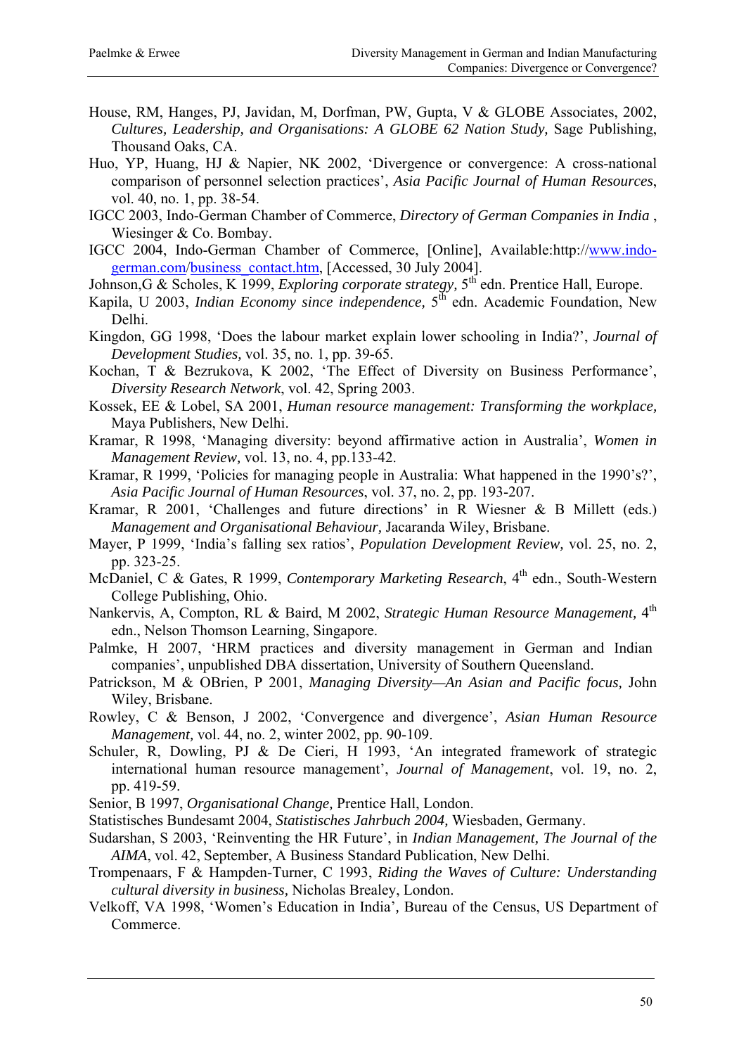House, RM, Hanges, PJ, Javidan, M, Dorfman, PW, Gupta, V & GLOBE Associates, 2002, *Cultures, Leadership, and Organisations: A GLOBE 62 Nation Study,* Sage Publishing, Thousand Oaks, CA.

Huo, YP, Huang, HJ & Napier, NK 2002, 'Divergence or convergence: A cross-national comparison of personnel selection practices', *Asia Pacific Journal of Human Resources*, vol. 40, no. 1, pp. 38-54.

IGCC 2003, Indo-German Chamber of Commerce, *Directory of German Companies in India* , Wiesinger & Co. Bombay.

IGCC 2004, Indo-German Chamber of Commerce, [Online], Available:http://www.indo-german.com/business_contact.htm, [Accessed, 30 July 2004].

Johnson,G & Scholes, K 1999, *Exploring corporate strategy,* 5th edn. Prentice Hall, Europe.

Kapila, U 2003, *Indian Economy since independence*, 5th edn. Academic Foundation, New Delhi.

Kingdon, GG 1998, 'Does the labour market explain lower schooling in India?', *Journal of Development Studies,* vol. 35, no. 1, pp. 39-65.

Kochan, T & Bezrukova, K 2002, 'The Effect of Diversity on Business Performance', *Diversity Research Network*, vol. 42, Spring 2003.

Kossek, EE & Lobel, SA 2001, *Human resource management: Transforming the workplace,* Maya Publishers, New Delhi.

Kramar, R 1998, 'Managing diversity: beyond affirmative action in Australia', *Women in Management Review,* vol. 13, no. 4, pp.133-42.

Kramar, R 1999, 'Policies for managing people in Australia: What happened in the 1990's?', *Asia Pacific Journal of Human Resources*, vol. 37, no. 2, pp. 193-207.

Kramar, R 2001, 'Challenges and future directions' in R Wiesner & B Millett (eds.) *Management and Organisational Behaviour,* Jacaranda Wiley, Brisbane.

Mayer, P 1999, 'India's falling sex ratios', *Population Development Review,* vol. 25, no. 2, pp. 323-25.

McDaniel, C & Gates, R 1999, *Contemporary Marketing Research*, 4th edn., South-Western College Publishing, Ohio.

Nankervis, A, Compton, RL & Baird, M 2002, *Strategic Human Resource Management,* 4th edn., Nelson Thomson Learning, Singapore.

Palmke, H 2007, 'HRM practices and diversity management in German and Indian companies', unpublished DBA dissertation, University of Southern Queensland.

Patrickson, M & OBrien, P 2001, *Managing Diversity—An Asian and Pacific focus,* John Wiley, Brisbane.

Rowley, C & Benson, J 2002, 'Convergence and divergence', *Asian Human Resource Management,* vol. 44, no. 2, winter 2002, pp. 90-109.

Schuler, R, Dowling, PJ & De Cieri, H 1993, 'An integrated framework of strategic international human resource management', *Journal of Management*, vol. 19, no. 2, pp. 419-59.

Senior, B 1997, *Organisational Change,* Prentice Hall, London.

Statistisches Bundesamt 2004, *Statistisches Jahrbuch 2004,* Wiesbaden, Germany.

Sudarshan, S 2003, 'Reinventing the HR Future', in *Indian Management, The Journal of the AIMA*, vol. 42, September, A Business Standard Publication, New Delhi.

Trompenaars, F & Hampden-Turner, C 1993, *Riding the Waves of Culture: Understanding cultural diversity in business,* Nicholas Brealey, London.

Velkoff, VA 1998, 'Women's Education in India', Bureau of the Census, US Department of Commerce.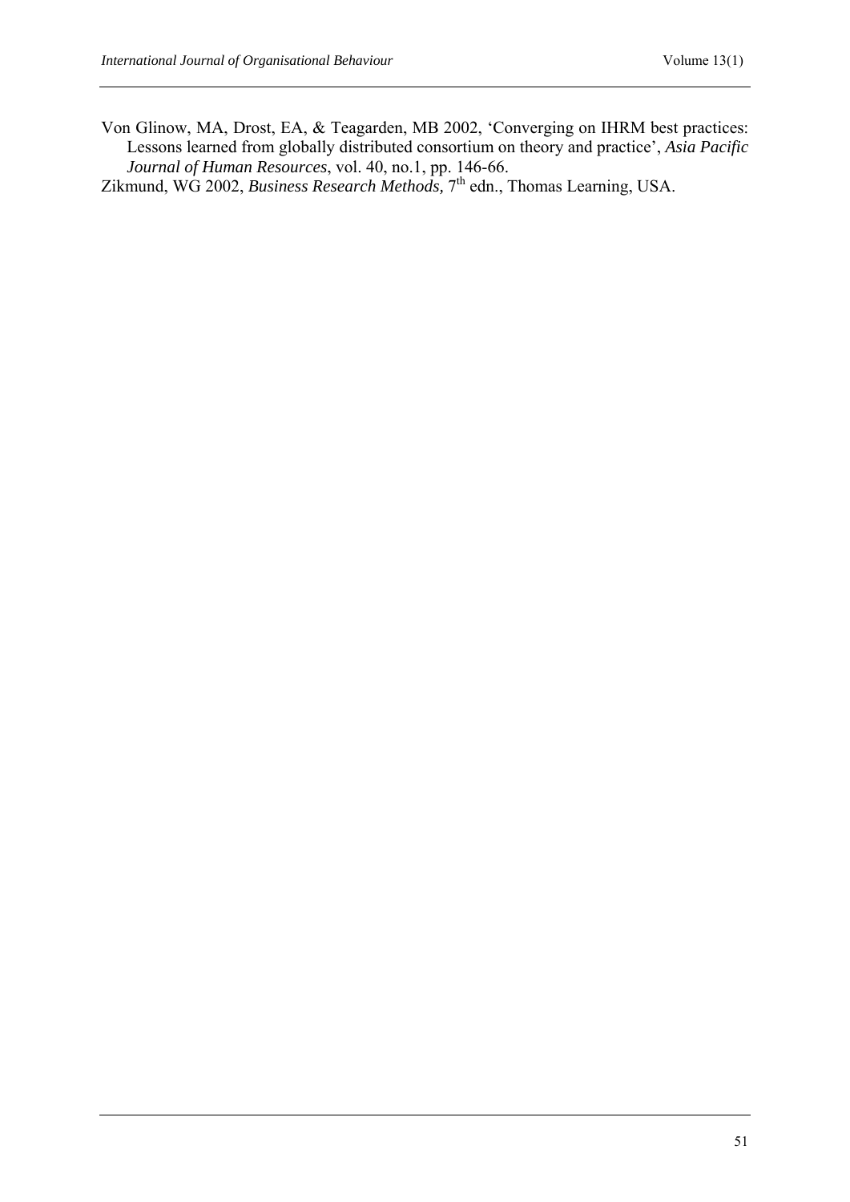Von Glinow, MA, Drost, EA, & Teagarden, MB 2002, 'Converging on IHRM best practices: Lessons learned from globally distributed consortium on theory and practice', *Asia Pacific Journal of Human Resources*, vol. 40, no.1, pp. 146-66.

Zikmund, WG 2002, *Business Research Methods,* 7th edn., Thomas Learning, USA.